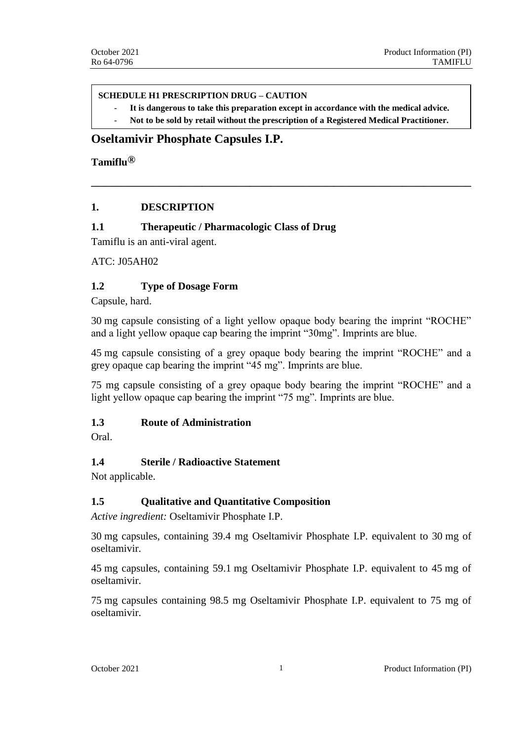**SCHEDULE H1 PRESCRIPTION DRUG – CAUTION**

- **It is dangerous to take this preparation except in accordance with the medical advice.**
- **Not to be sold by retail without the prescription of a Registered Medical Practitioner.**

# Oseltamivir Phosphate Capsules I.P.

**Tamiflu®**

---

## 1. DESCRIPTION

### 1.1 Therapeutic / Pharmacologic Class of Drug

Tamiflu is an anti-viral agent.

ATC: J05AH02

### 1.2 Type of Dosage Form

Capsule, hard.

30 mg capsule consisting of a light yellow opaque body bearing the imprint "ROCHE" and a light yellow opaque cap bearing the imprint "30mg". Imprints are blue.

45 mg capsule consisting of a grey opaque body bearing the imprint "ROCHE" and a grey opaque cap bearing the imprint "45 mg". Imprints are blue.

75 mg capsule consisting of a grey opaque body bearing the imprint "ROCHE" and a light yellow opaque cap bearing the imprint "75 mg". Imprints are blue.

### 1.3 Route of Administration

Oral.

### 1.4 Sterile / Radioactive Statement

Not applicable.

### 1.5 Qualitative and Quantitative Composition

*Active ingredient:* Oseltamivir Phosphate I.P.

30 mg capsules, containing 39.4 mg Oseltamivir Phosphate I.P. equivalent to 30 mg of oseltamivir.

45 mg capsules, containing 59.1 mg Oseltamivir Phosphate I.P. equivalent to 45 mg of oseltamivir.

75 mg capsules containing 98.5 mg Oseltamivir Phosphate I.P. equivalent to 75 mg of oseltamivir.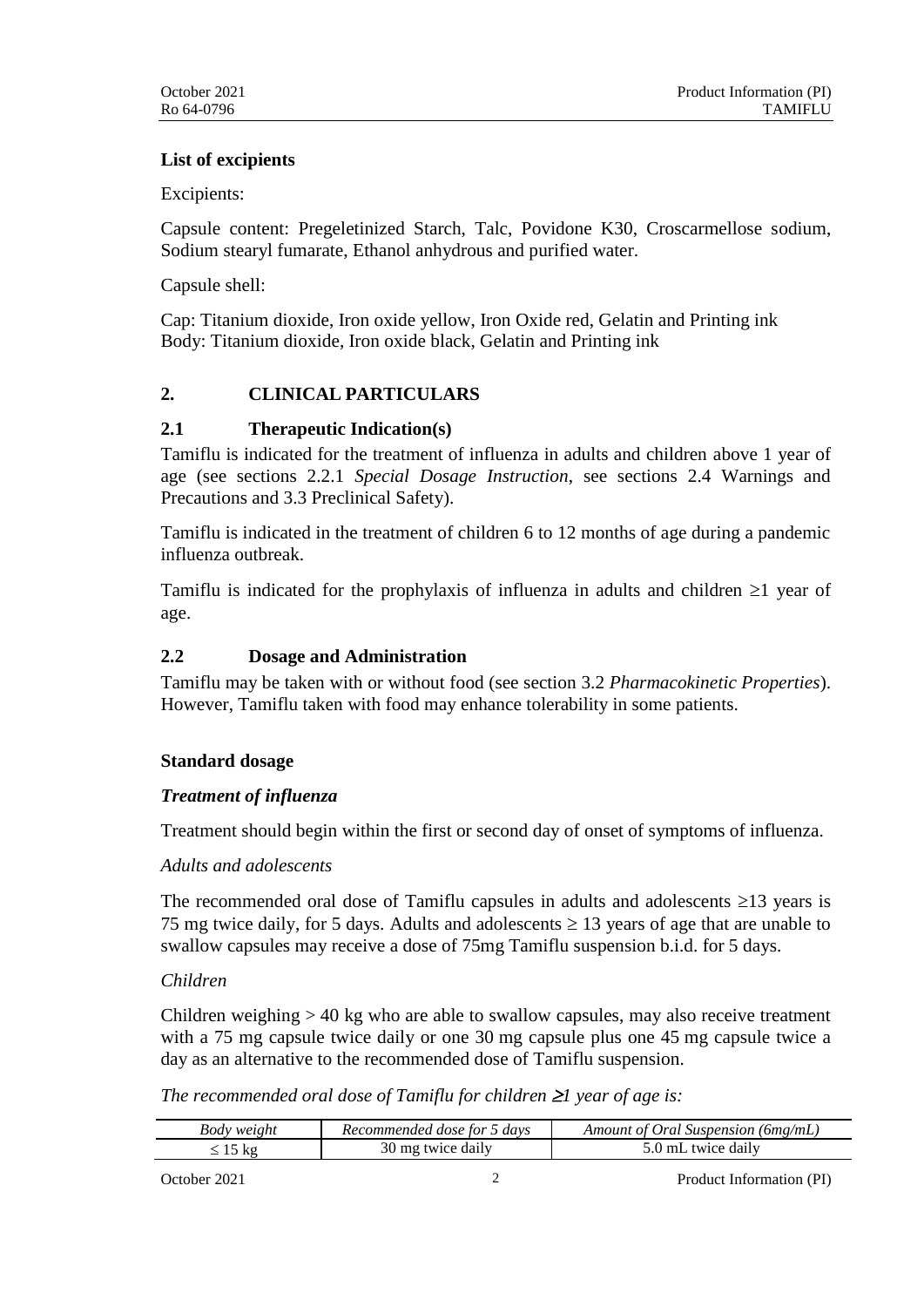**List of excipients**

Excipients:

Capsule content: Pregeletinized Starch, Talc, Povidone K30, Croscarmellose sodium, Sodium stearyl fumarate, Ethanol anhydrous and purified water.

Capsule shell:

Cap: Titanium dioxide, Iron oxide yellow, Iron Oxide red, Gelatin and Printing ink
Body: Titanium dioxide, Iron oxide black, Gelatin and Printing ink

## 2. CLINICAL PARTICULARS

### 2.1 Therapeutic Indication(s)

Tamiflu is indicated for the treatment of influenza in adults and children above 1 year of age (see sections 2.2.1 *Special Dosage Instruction*, see sections 2.4 Warnings and Precautions and 3.3 Preclinical Safety).

Tamiflu is indicated in the treatment of children 6 to 12 months of age during a pandemic influenza outbreak.

Tamiflu is indicated for the prophylaxis of influenza in adults and children ≥1 year of age.

### 2.2 Dosage and Administration

Tamiflu may be taken with or without food (see section 3.2 *Pharmacokinetic Properties*). However, Tamiflu taken with food may enhance tolerability in some patients.

**Standard dosage**

***Treatment of influenza***

Treatment should begin within the first or second day of onset of symptoms of influenza.

*Adults and adolescents*

The recommended oral dose of Tamiflu capsules in adults and adolescents ≥13 years is 75 mg twice daily, for 5 days. Adults and adolescents ≥ 13 years of age that are unable to swallow capsules may receive a dose of 75mg Tamiflu suspension b.i.d. for 5 days.

*Children*

Children weighing > 40 kg who are able to swallow capsules, may also receive treatment with a 75 mg capsule twice daily or one 30 mg capsule plus one 45 mg capsule twice a day as an alternative to the recommended dose of Tamiflu suspension.

*The recommended oral dose of Tamiflu for children ≥1 year of age is:*

| *Body weight* | *Recommended dose for 5 days* | *Amount of Oral Suspension (6mg/mL)* |
|---|---|---|
| ≤ 15 kg | 30 mg twice daily | 5.0 mL twice daily |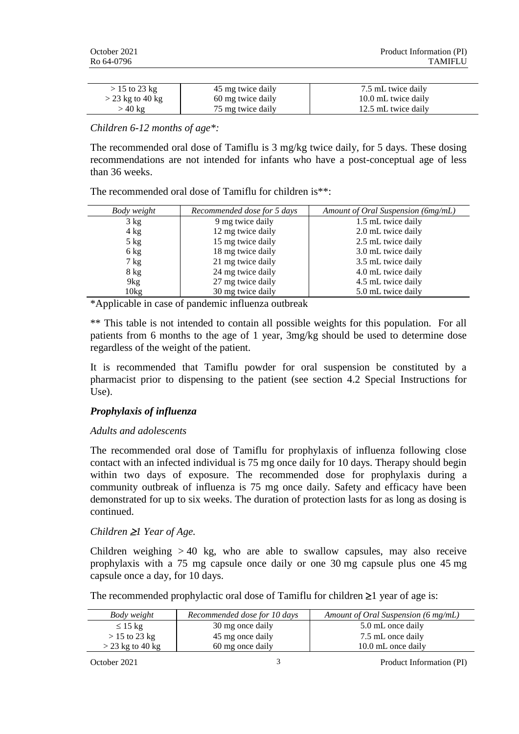| > 15 to 23 kg | 45 mg twice daily | 7.5 mL twice daily |
|---|---|---|
| > 23 kg to 40 kg | 60 mg twice daily | 10.0 mL twice daily |
| > 40 kg | 75 mg twice daily | 12.5 mL twice daily |

*Children 6-12 months of age*:*

The recommended oral dose of Tamiflu is 3 mg/kg twice daily, for 5 days. These dosing recommendations are not intended for infants who have a post-conceptual age of less than 36 weeks.

The recommended oral dose of Tamiflu for children is**:

| *Body weight* | *Recommended dose for 5 days* | *Amount of Oral Suspension (6mg/mL)* |
|---|---|---|
| 3 kg | 9 mg twice daily | 1.5 mL twice daily |
| 4 kg | 12 mg twice daily | 2.0 mL twice daily |
| 5 kg | 15 mg twice daily | 2.5 mL twice daily |
| 6 kg | 18 mg twice daily | 3.0 mL twice daily |
| 7 kg | 21 mg twice daily | 3.5 mL twice daily |
| 8 kg | 24 mg twice daily | 4.0 mL twice daily |
| 9kg | 27 mg twice daily | 4.5 mL twice daily |
| 10kg | 30 mg twice daily | 5.0 mL twice daily |

*Applicable in case of pandemic influenza outbreak

** This table is not intended to contain all possible weights for this population. For all patients from 6 months to the age of 1 year, 3mg/kg should be used to determine dose regardless of the weight of the patient.

It is recommended that Tamiflu powder for oral suspension be constituted by a pharmacist prior to dispensing to the patient (see section 4.2 Special Instructions for Use).

### *Prophylaxis of influenza*

*Adults and adolescents*

The recommended oral dose of Tamiflu for prophylaxis of influenza following close contact with an infected individual is 75 mg once daily for 10 days. Therapy should begin within two days of exposure. The recommended dose for prophylaxis during a community outbreak of influenza is 75 mg once daily. Safety and efficacy have been demonstrated for up to six weeks. The duration of protection lasts for as long as dosing is continued.

*Children ≥1 Year of Age.*

Children weighing > 40 kg, who are able to swallow capsules, may also receive prophylaxis with a 75 mg capsule once daily or one 30 mg capsule plus one 45 mg capsule once a day, for 10 days.

The recommended prophylactic oral dose of Tamiflu for children ≥1 year of age is:

| *Body weight* | *Recommended dose for 10 days* | *Amount of Oral Suspension (6 mg/mL)* |
|---|---|---|
| ≤ 15 kg | 30 mg once daily | 5.0 mL once daily |
| > 15 to 23 kg | 45 mg once daily | 7.5 mL once daily |
| > 23 kg to 40 kg | 60 mg once daily | 10.0 mL once daily |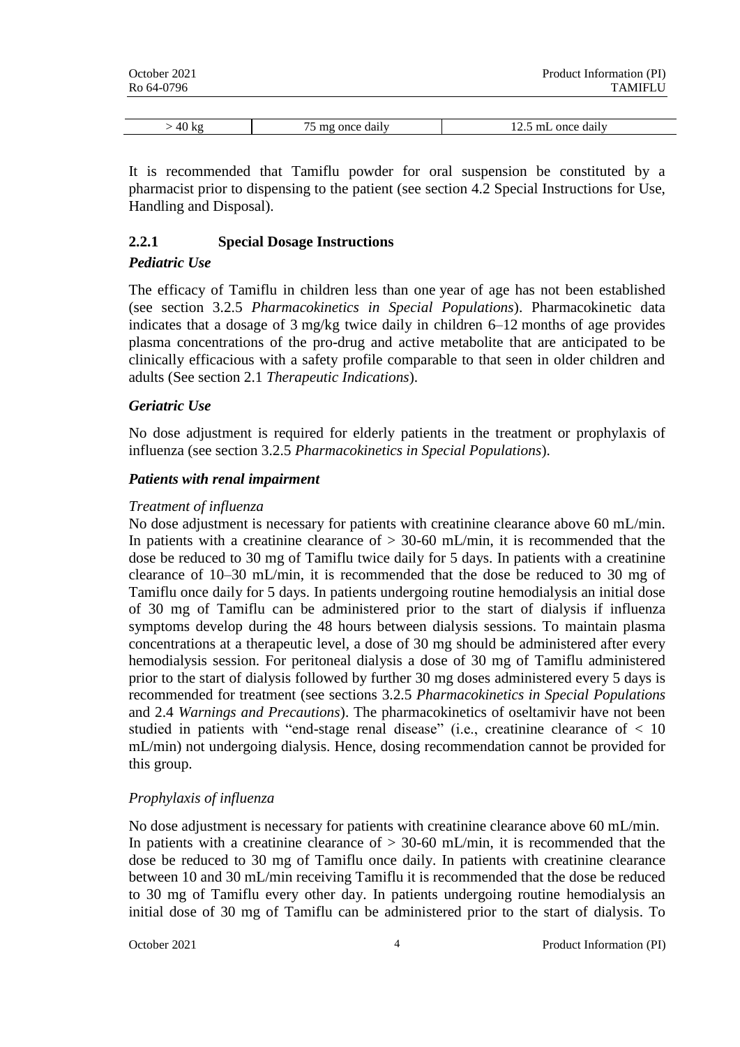| > 40 kg | 75 mg once daily | 12.5 mL once daily |
|---|---|---|

It is recommended that Tamiflu powder for oral suspension be constituted by a pharmacist prior to dispensing to the patient (see section 4.2 Special Instructions for Use, Handling and Disposal).

### 2.2.1 Special Dosage Instructions

***Pediatric Use***

The efficacy of Tamiflu in children less than one year of age has not been established (see section 3.2.5 *Pharmacokinetics in Special Populations*). Pharmacokinetic data indicates that a dosage of 3 mg/kg twice daily in children 6–12 months of age provides plasma concentrations of the pro-drug and active metabolite that are anticipated to be clinically efficacious with a safety profile comparable to that seen in older children and adults (See section 2.1 *Therapeutic Indications*).

***Geriatric Use***

No dose adjustment is required for elderly patients in the treatment or prophylaxis of influenza (see section 3.2.5 *Pharmacokinetics in Special Populations*).

***Patients with renal impairment***

*Treatment of influenza*

No dose adjustment is necessary for patients with creatinine clearance above 60 mL/min. In patients with a creatinine clearance of > 30-60 mL/min, it is recommended that the dose be reduced to 30 mg of Tamiflu twice daily for 5 days. In patients with a creatinine clearance of 10–30 mL/min, it is recommended that the dose be reduced to 30 mg of Tamiflu once daily for 5 days. In patients undergoing routine hemodialysis an initial dose of 30 mg of Tamiflu can be administered prior to the start of dialysis if influenza symptoms develop during the 48 hours between dialysis sessions. To maintain plasma concentrations at a therapeutic level, a dose of 30 mg should be administered after every hemodialysis session. For peritoneal dialysis a dose of 30 mg of Tamiflu administered prior to the start of dialysis followed by further 30 mg doses administered every 5 days is recommended for treatment (see sections 3.2.5 *Pharmacokinetics in Special Populations* and 2.4 *Warnings and Precautions*). The pharmacokinetics of oseltamivir have not been studied in patients with "end-stage renal disease" (i.e., creatinine clearance of < 10 mL/min) not undergoing dialysis. Hence, dosing recommendation cannot be provided for this group.

*Prophylaxis of influenza*

No dose adjustment is necessary for patients with creatinine clearance above 60 mL/min. In patients with a creatinine clearance of > 30-60 mL/min, it is recommended that the dose be reduced to 30 mg of Tamiflu once daily. In patients with creatinine clearance between 10 and 30 mL/min receiving Tamiflu it is recommended that the dose be reduced to 30 mg of Tamiflu every other day. In patients undergoing routine hemodialysis an initial dose of 30 mg of Tamiflu can be administered prior to the start of dialysis. To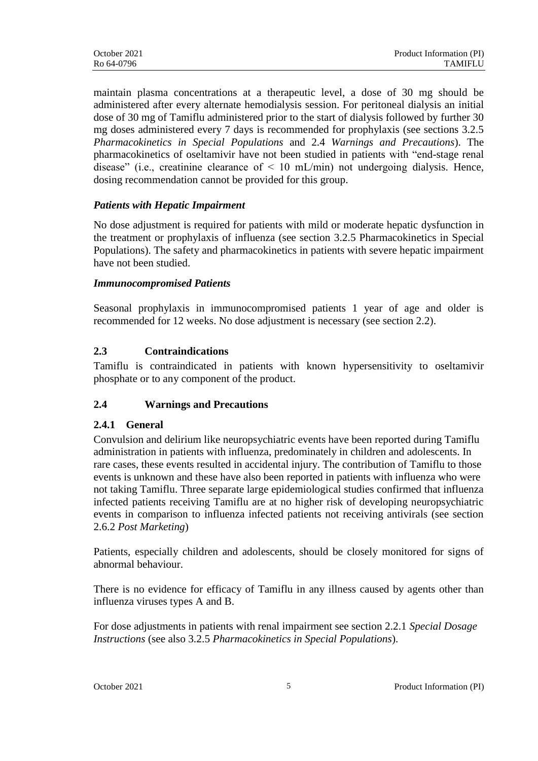maintain plasma concentrations at a therapeutic level, a dose of 30 mg should be administered after every alternate hemodialysis session. For peritoneal dialysis an initial dose of 30 mg of Tamiflu administered prior to the start of dialysis followed by further 30 mg doses administered every 7 days is recommended for prophylaxis (see sections 3.2.5 *Pharmacokinetics in Special Populations* and 2.4 *Warnings and Precautions*). The pharmacokinetics of oseltamivir have not been studied in patients with "end-stage renal disease" (i.e., creatinine clearance of < 10 mL/min) not undergoing dialysis. Hence, dosing recommendation cannot be provided for this group.

***Patients with Hepatic Impairment***

No dose adjustment is required for patients with mild or moderate hepatic dysfunction in the treatment or prophylaxis of influenza (see section 3.2.5 Pharmacokinetics in Special Populations). The safety and pharmacokinetics in patients with severe hepatic impairment have not been studied.

***Immunocompromised Patients***

Seasonal prophylaxis in immunocompromised patients 1 year of age and older is recommended for 12 weeks. No dose adjustment is necessary (see section 2.2).

## 2.3 Contraindications

Tamiflu is contraindicated in patients with known hypersensitivity to oseltamivir phosphate or to any component of the product.

## 2.4 Warnings and Precautions

### 2.4.1 General

Convulsion and delirium like neuropsychiatric events have been reported during Tamiflu administration in patients with influenza, predominately in children and adolescents. In rare cases, these events resulted in accidental injury. The contribution of Tamiflu to those events is unknown and these have also been reported in patients with influenza who were not taking Tamiflu. Three separate large epidemiological studies confirmed that influenza infected patients receiving Tamiflu are at no higher risk of developing neuropsychiatric events in comparison to influenza infected patients not receiving antivirals (see section 2.6.2 *Post Marketing*)

Patients, especially children and adolescents, should be closely monitored for signs of abnormal behaviour.

There is no evidence for efficacy of Tamiflu in any illness caused by agents other than influenza viruses types A and B.

For dose adjustments in patients with renal impairment see section 2.2.1 *Special Dosage Instructions* (see also 3.2.5 *Pharmacokinetics in Special Populations*).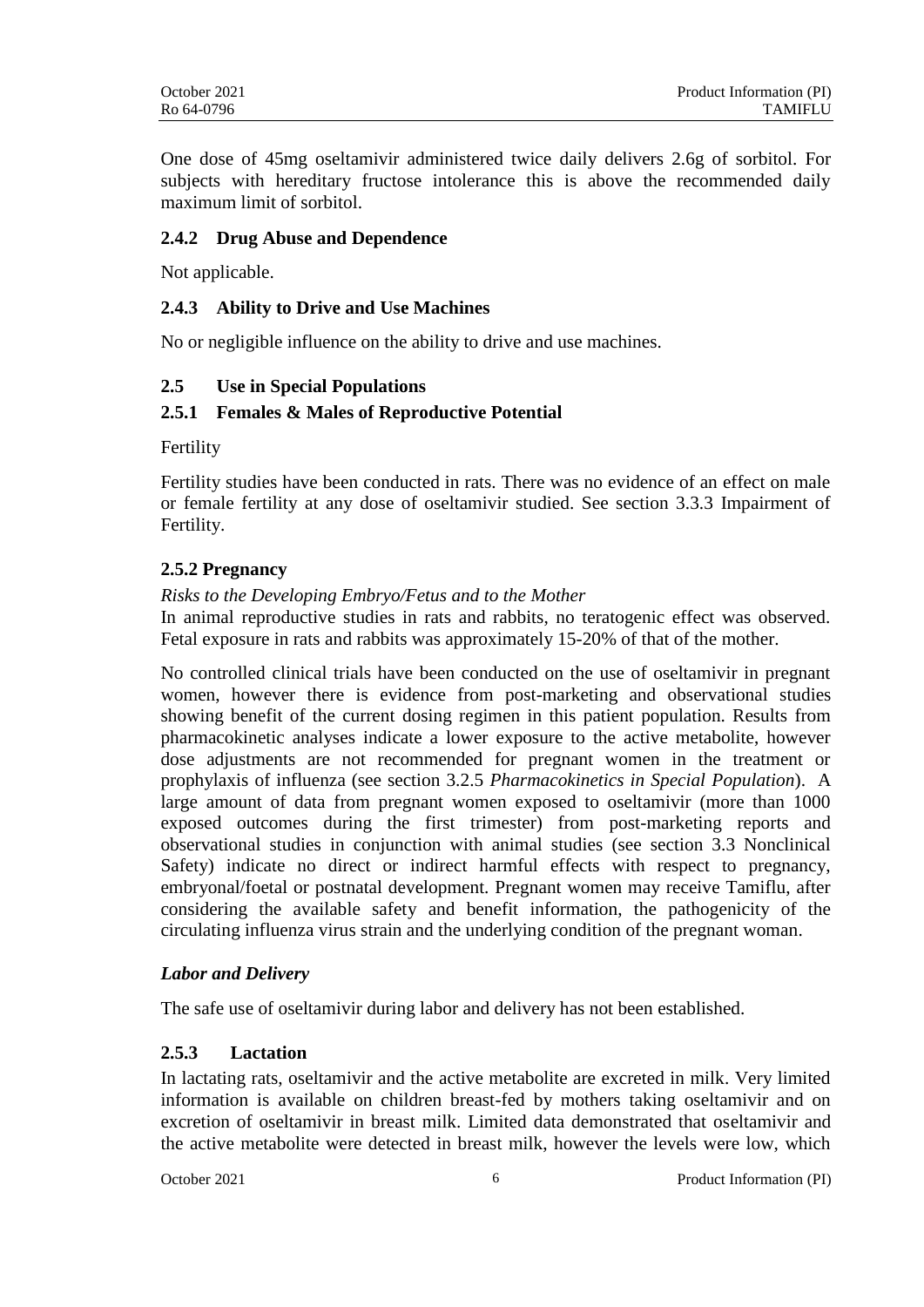One dose of 45mg oseltamivir administered twice daily delivers 2.6g of sorbitol. For subjects with hereditary fructose intolerance this is above the recommended daily maximum limit of sorbitol.

### 2.4.2 Drug Abuse and Dependence

Not applicable.

### 2.4.3 Ability to Drive and Use Machines

No or negligible influence on the ability to drive and use machines.

## 2.5 Use in Special Populations

### 2.5.1 Females & Males of Reproductive Potential

Fertility

Fertility studies have been conducted in rats. There was no evidence of an effect on male or female fertility at any dose of oseltamivir studied. See section 3.3.3 Impairment of Fertility.

### 2.5.2 Pregnancy

*Risks to the Developing Embryo/Fetus and to the Mother*

In animal reproductive studies in rats and rabbits, no teratogenic effect was observed. Fetal exposure in rats and rabbits was approximately 15-20% of that of the mother.

No controlled clinical trials have been conducted on the use of oseltamivir in pregnant women, however there is evidence from post-marketing and observational studies showing benefit of the current dosing regimen in this patient population. Results from pharmacokinetic analyses indicate a lower exposure to the active metabolite, however dose adjustments are not recommended for pregnant women in the treatment or prophylaxis of influenza (see section 3.2.5 *Pharmacokinetics in Special Population*). A large amount of data from pregnant women exposed to oseltamivir (more than 1000 exposed outcomes during the first trimester) from post-marketing reports and observational studies in conjunction with animal studies (see section 3.3 Nonclinical Safety) indicate no direct or indirect harmful effects with respect to pregnancy, embryonal/foetal or postnatal development. Pregnant women may receive Tamiflu, after considering the available safety and benefit information, the pathogenicity of the circulating influenza virus strain and the underlying condition of the pregnant woman.

***Labor and Delivery***

The safe use of oseltamivir during labor and delivery has not been established.

### 2.5.3 Lactation

In lactating rats, oseltamivir and the active metabolite are excreted in milk. Very limited information is available on children breast-fed by mothers taking oseltamivir and on excretion of oseltamivir in breast milk. Limited data demonstrated that oseltamivir and the active metabolite were detected in breast milk, however the levels were low, which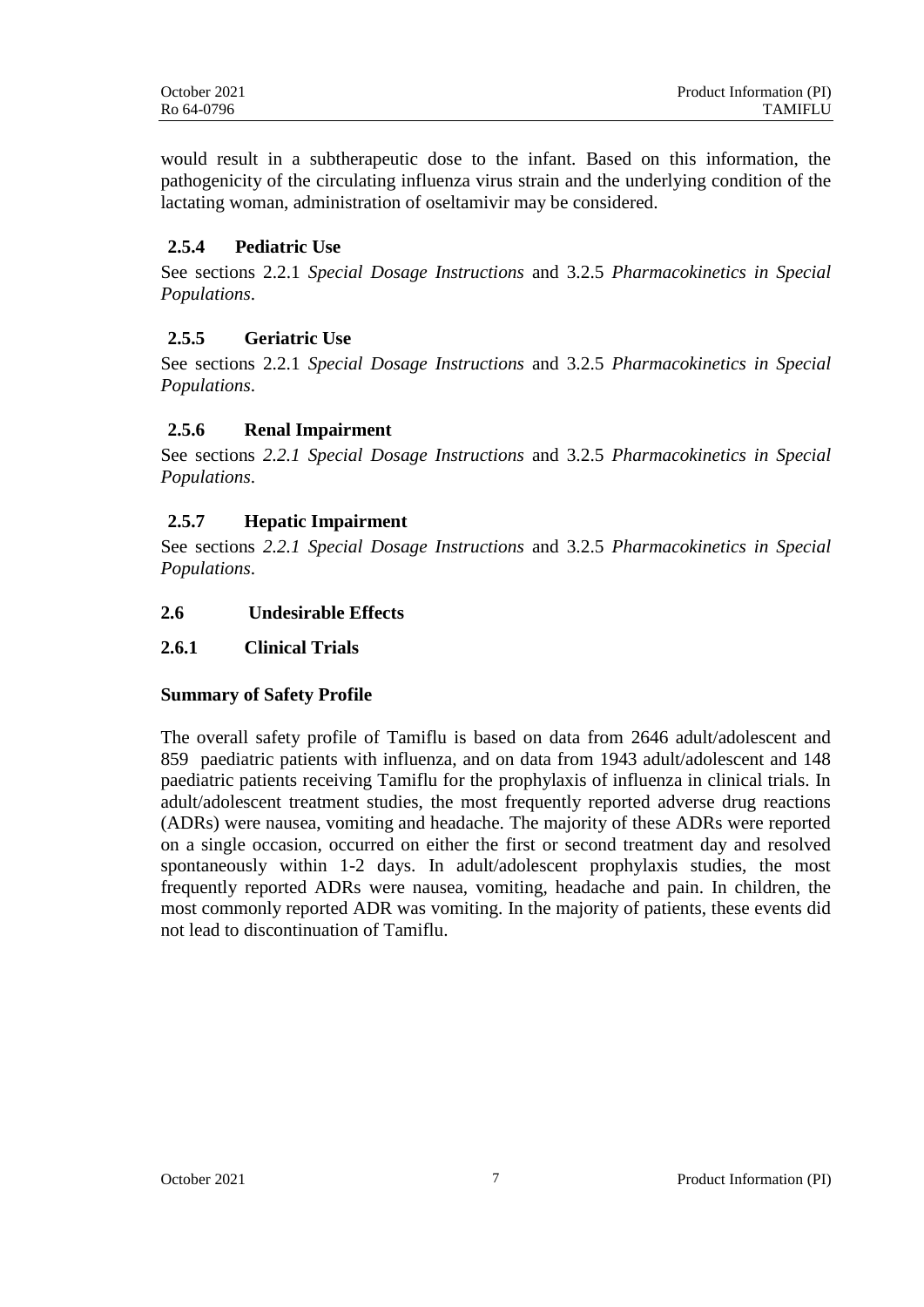would result in a subtherapeutic dose to the infant. Based on this information, the pathogenicity of the circulating influenza virus strain and the underlying condition of the lactating woman, administration of oseltamivir may be considered.

### 2.5.4 Pediatric Use

See sections 2.2.1 *Special Dosage Instructions* and 3.2.5 *Pharmacokinetics in Special Populations*.

### 2.5.5 Geriatric Use

See sections 2.2.1 *Special Dosage Instructions* and 3.2.5 *Pharmacokinetics in Special Populations*.

### 2.5.6 Renal Impairment

See sections *2.2.1 Special Dosage Instructions* and 3.2.5 *Pharmacokinetics in Special Populations*.

### 2.5.7 Hepatic Impairment

See sections *2.2.1 Special Dosage Instructions* and 3.2.5 *Pharmacokinetics in Special Populations*.

## 2.6 Undesirable Effects

### 2.6.1 Clinical Trials

**Summary of Safety Profile**

The overall safety profile of Tamiflu is based on data from 2646 adult/adolescent and 859 paediatric patients with influenza, and on data from 1943 adult/adolescent and 148 paediatric patients receiving Tamiflu for the prophylaxis of influenza in clinical trials. In adult/adolescent treatment studies, the most frequently reported adverse drug reactions (ADRs) were nausea, vomiting and headache. The majority of these ADRs were reported on a single occasion, occurred on either the first or second treatment day and resolved spontaneously within 1-2 days. In adult/adolescent prophylaxis studies, the most frequently reported ADRs were nausea, vomiting, headache and pain. In children, the most commonly reported ADR was vomiting. In the majority of patients, these events did not lead to discontinuation of Tamiflu.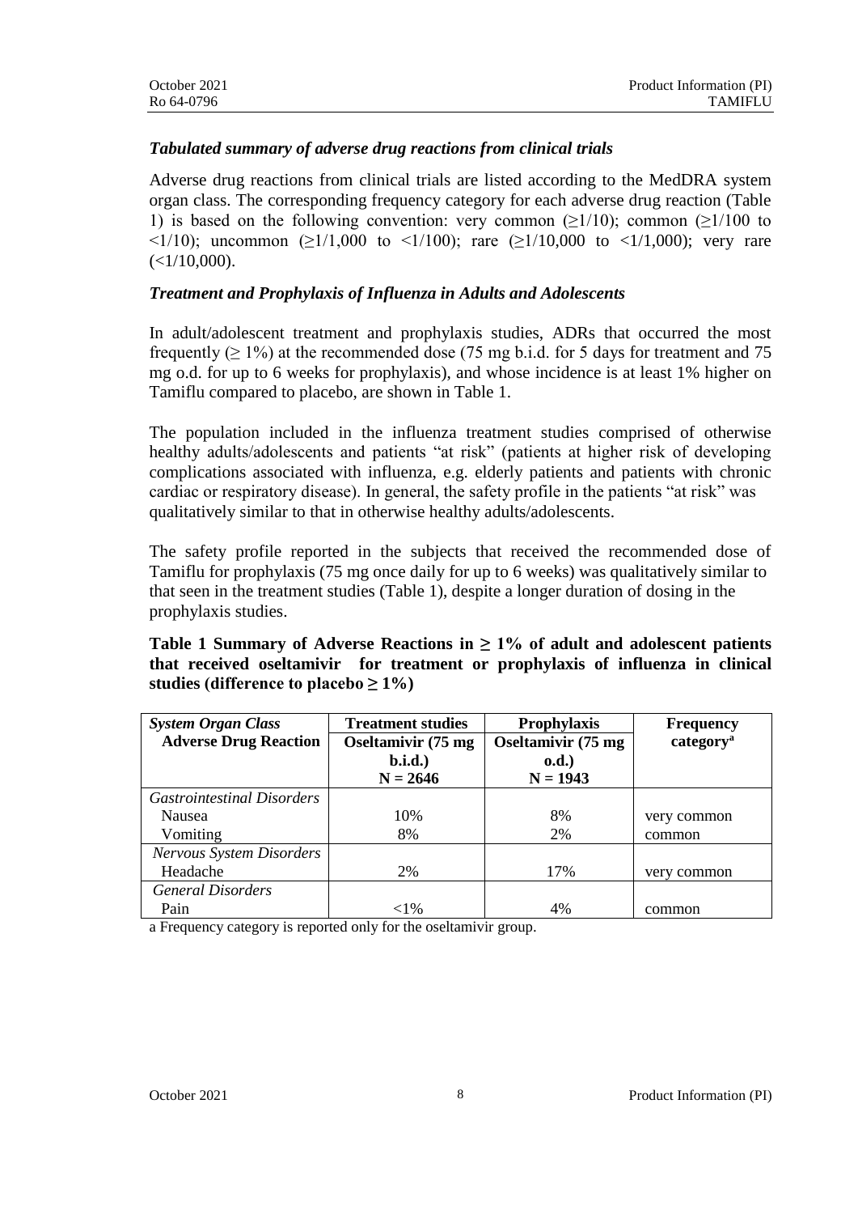### *Tabulated summary of adverse drug reactions from clinical trials*

Adverse drug reactions from clinical trials are listed according to the MedDRA system organ class. The corresponding frequency category for each adverse drug reaction (Table 1) is based on the following convention: very common (≥1/10); common (≥1/100 to <1/10); uncommon (≥1/1,000 to <1/100); rare (≥1/10,000 to <1/1,000); very rare (<1/10,000).

### *Treatment and Prophylaxis of Influenza in Adults and Adolescents*

In adult/adolescent treatment and prophylaxis studies, ADRs that occurred the most frequently (≥ 1%) at the recommended dose (75 mg b.i.d. for 5 days for treatment and 75 mg o.d. for up to 6 weeks for prophylaxis), and whose incidence is at least 1% higher on Tamiflu compared to placebo, are shown in Table 1.

The population included in the influenza treatment studies comprised of otherwise healthy adults/adolescents and patients "at risk" (patients at higher risk of developing complications associated with influenza, e.g. elderly patients and patients with chronic cardiac or respiratory disease). In general, the safety profile in the patients "at risk" was qualitatively similar to that in otherwise healthy adults/adolescents.

The safety profile reported in the subjects that received the recommended dose of Tamiflu for prophylaxis (75 mg once daily for up to 6 weeks) was qualitatively similar to that seen in the treatment studies (Table 1), despite a longer duration of dosing in the prophylaxis studies.

**Table 1 Summary of Adverse Reactions in ≥ 1% of adult and adolescent patients that received oseltamivir for treatment or prophylaxis of influenza in clinical studies (difference to placebo ≥ 1%)**

| *System Organ Class* **Adverse Drug Reaction** | **Treatment studies** Oseltamivir (75 mg b.i.d.) N = 2646 | **Prophylaxis** Oseltamivir (75 mg o.d.) N = 1943 | **Frequency category[a]** |
|---|---|---|---|
| *Gastrointestinal Disorders* | | | |
| Nausea | 10% | 8% | very common |
| Vomiting | 8% | 2% | common |
| *Nervous System Disorders* | | | |
| Headache | 2% | 17% | very common |
| *General Disorders* | | | |
| Pain | <1% | 4% | common |

a Frequency category is reported only for the oseltamivir group.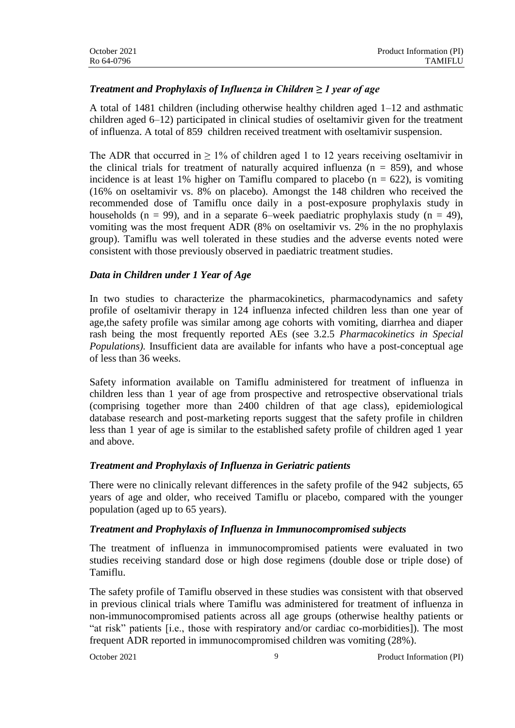### *Treatment and Prophylaxis of Influenza in Children ≥ 1 year of age*

A total of 1481 children (including otherwise healthy children aged 1–12 and asthmatic children aged 6–12) participated in clinical studies of oseltamivir given for the treatment of influenza. A total of 859 children received treatment with oseltamivir suspension.

The ADR that occurred in ≥ 1% of children aged 1 to 12 years receiving oseltamivir in the clinical trials for treatment of naturally acquired influenza (n = 859), and whose incidence is at least 1% higher on Tamiflu compared to placebo (n = 622), is vomiting (16% on oseltamivir vs. 8% on placebo). Amongst the 148 children who received the recommended dose of Tamiflu once daily in a post-exposure prophylaxis study in households (n = 99), and in a separate 6–week paediatric prophylaxis study (n = 49), vomiting was the most frequent ADR (8% on oseltamivir vs. 2% in the no prophylaxis group). Tamiflu was well tolerated in these studies and the adverse events noted were consistent with those previously observed in paediatric treatment studies.

### *Data in Children under 1 Year of Age*

In two studies to characterize the pharmacokinetics, pharmacodynamics and safety profile of oseltamivir therapy in 124 influenza infected children less than one year of age,the safety profile was similar among age cohorts with vomiting, diarrhea and diaper rash being the most frequently reported AEs (see 3.2.5 *Pharmacokinetics in Special Populations).* Insufficient data are available for infants who have a post-conceptual age of less than 36 weeks.

Safety information available on Tamiflu administered for treatment of influenza in children less than 1 year of age from prospective and retrospective observational trials (comprising together more than 2400 children of that age class), epidemiological database research and post-marketing reports suggest that the safety profile in children less than 1 year of age is similar to the established safety profile of children aged 1 year and above.

### *Treatment and Prophylaxis of Influenza in Geriatric patients*

There were no clinically relevant differences in the safety profile of the 942 subjects, 65 years of age and older, who received Tamiflu or placebo, compared with the younger population (aged up to 65 years).

### *Treatment and Prophylaxis of Influenza in Immunocompromised subjects*

The treatment of influenza in immunocompromised patients were evaluated in two studies receiving standard dose or high dose regimens (double dose or triple dose) of Tamiflu.

The safety profile of Tamiflu observed in these studies was consistent with that observed in previous clinical trials where Tamiflu was administered for treatment of influenza in non-immunocompromised patients across all age groups (otherwise healthy patients or "at risk" patients [i.e., those with respiratory and/or cardiac co-morbidities]). The most frequent ADR reported in immunocompromised children was vomiting (28%).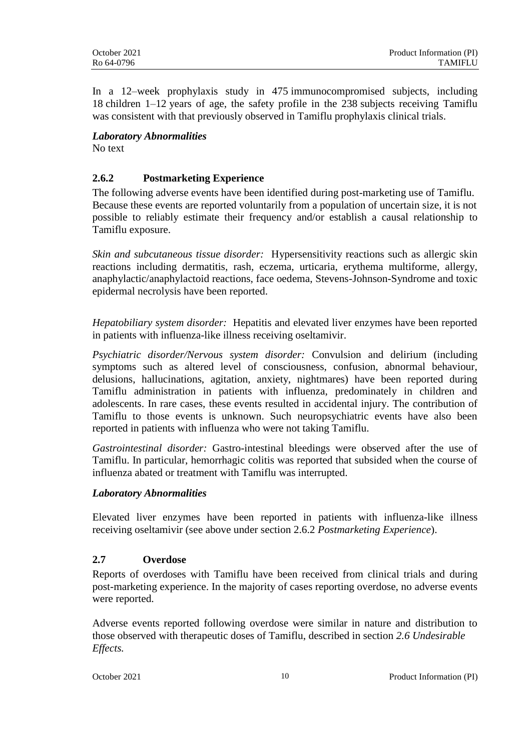In a 12–week prophylaxis study in 475 immunocompromised subjects, including 18 children 1–12 years of age, the safety profile in the 238 subjects receiving Tamiflu was consistent with that previously observed in Tamiflu prophylaxis clinical trials.

***Laboratory Abnormalities***

No text

### 2.6.2 Postmarketing Experience

The following adverse events have been identified during post-marketing use of Tamiflu. Because these events are reported voluntarily from a population of uncertain size, it is not possible to reliably estimate their frequency and/or establish a causal relationship to Tamiflu exposure.

*Skin and subcutaneous tissue disorder:* Hypersensitivity reactions such as allergic skin reactions including dermatitis, rash, eczema, urticaria, erythema multiforme, allergy, anaphylactic/anaphylactoid reactions, face oedema, Stevens-Johnson-Syndrome and toxic epidermal necrolysis have been reported.

*Hepatobiliary system disorder:* Hepatitis and elevated liver enzymes have been reported in patients with influenza-like illness receiving oseltamivir.

*Psychiatric disorder/Nervous system disorder:* Convulsion and delirium (including symptoms such as altered level of consciousness, confusion, abnormal behaviour, delusions, hallucinations, agitation, anxiety, nightmares) have been reported during Tamiflu administration in patients with influenza, predominately in children and adolescents. In rare cases, these events resulted in accidental injury. The contribution of Tamiflu to those events is unknown. Such neuropsychiatric events have also been reported in patients with influenza who were not taking Tamiflu.

*Gastrointestinal disorder:* Gastro-intestinal bleedings were observed after the use of Tamiflu. In particular, hemorrhagic colitis was reported that subsided when the course of influenza abated or treatment with Tamiflu was interrupted.

***Laboratory Abnormalities***

Elevated liver enzymes have been reported in patients with influenza-like illness receiving oseltamivir (see above under section 2.6.2 *Postmarketing Experience*).

## 2.7 Overdose

Reports of overdoses with Tamiflu have been received from clinical trials and during post-marketing experience. In the majority of cases reporting overdose, no adverse events were reported.

Adverse events reported following overdose were similar in nature and distribution to those observed with therapeutic doses of Tamiflu, described in section *2.6 Undesirable Effects.*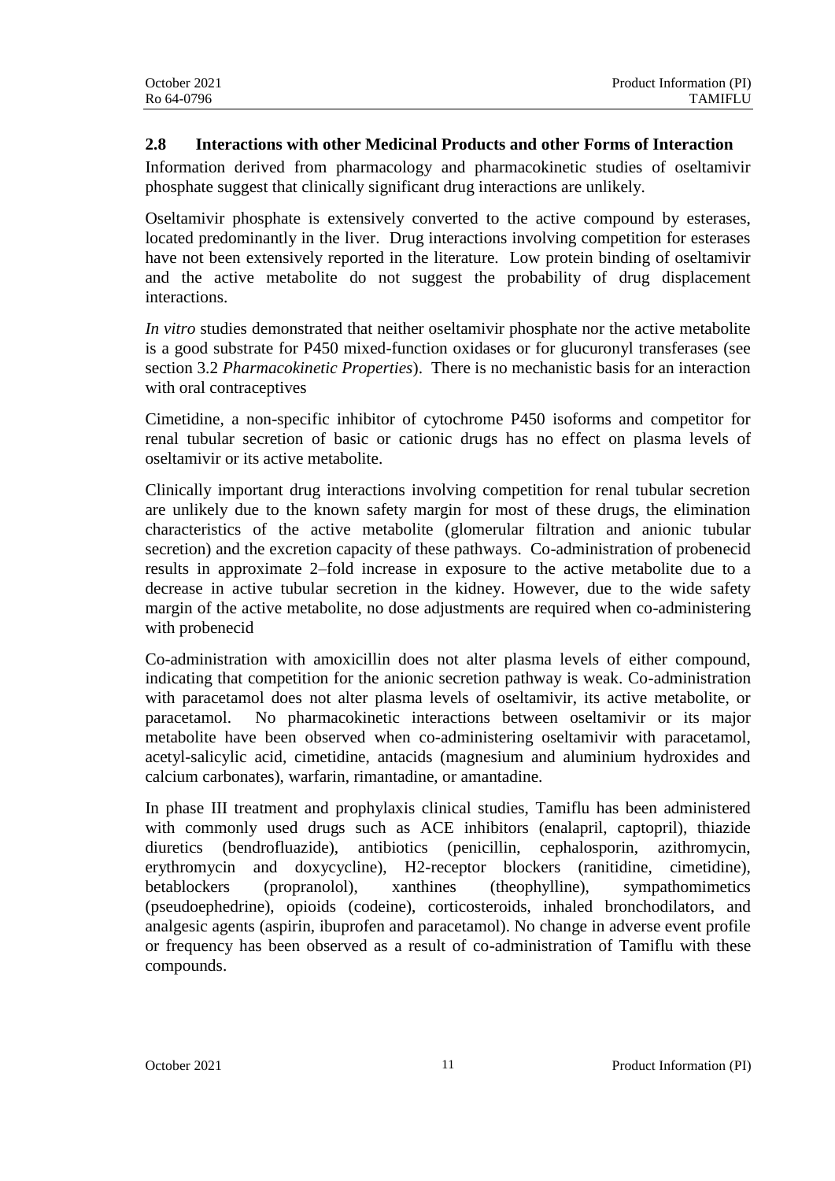## 2.8 Interactions with other Medicinal Products and other Forms of Interaction

Information derived from pharmacology and pharmacokinetic studies of oseltamivir phosphate suggest that clinically significant drug interactions are unlikely.

Oseltamivir phosphate is extensively converted to the active compound by esterases, located predominantly in the liver. Drug interactions involving competition for esterases have not been extensively reported in the literature. Low protein binding of oseltamivir and the active metabolite do not suggest the probability of drug displacement interactions.

*In vitro* studies demonstrated that neither oseltamivir phosphate nor the active metabolite is a good substrate for P450 mixed-function oxidases or for glucuronyl transferases (see section 3.2 *Pharmacokinetic Properties*). There is no mechanistic basis for an interaction with oral contraceptives

Cimetidine, a non-specific inhibitor of cytochrome P450 isoforms and competitor for renal tubular secretion of basic or cationic drugs has no effect on plasma levels of oseltamivir or its active metabolite.

Clinically important drug interactions involving competition for renal tubular secretion are unlikely due to the known safety margin for most of these drugs, the elimination characteristics of the active metabolite (glomerular filtration and anionic tubular secretion) and the excretion capacity of these pathways. Co-administration of probenecid results in approximate 2–fold increase in exposure to the active metabolite due to a decrease in active tubular secretion in the kidney. However, due to the wide safety margin of the active metabolite, no dose adjustments are required when co-administering with probenecid

Co-administration with amoxicillin does not alter plasma levels of either compound, indicating that competition for the anionic secretion pathway is weak. Co-administration with paracetamol does not alter plasma levels of oseltamivir, its active metabolite, or paracetamol. No pharmacokinetic interactions between oseltamivir or its major metabolite have been observed when co-administering oseltamivir with paracetamol, acetyl-salicylic acid, cimetidine, antacids (magnesium and aluminium hydroxides and calcium carbonates), warfarin, rimantadine, or amantadine.

In phase III treatment and prophylaxis clinical studies, Tamiflu has been administered with commonly used drugs such as ACE inhibitors (enalapril, captopril), thiazide diuretics (bendrofluazide), antibiotics (penicillin, cephalosporin, azithromycin, erythromycin and doxycycline), H2-receptor blockers (ranitidine, cimetidine), betablockers (propranolol), xanthines (theophylline), sympathomimetics (pseudoephedrine), opioids (codeine), corticosteroids, inhaled bronchodilators, and analgesic agents (aspirin, ibuprofen and paracetamol). No change in adverse event profile or frequency has been observed as a result of co-administration of Tamiflu with these compounds.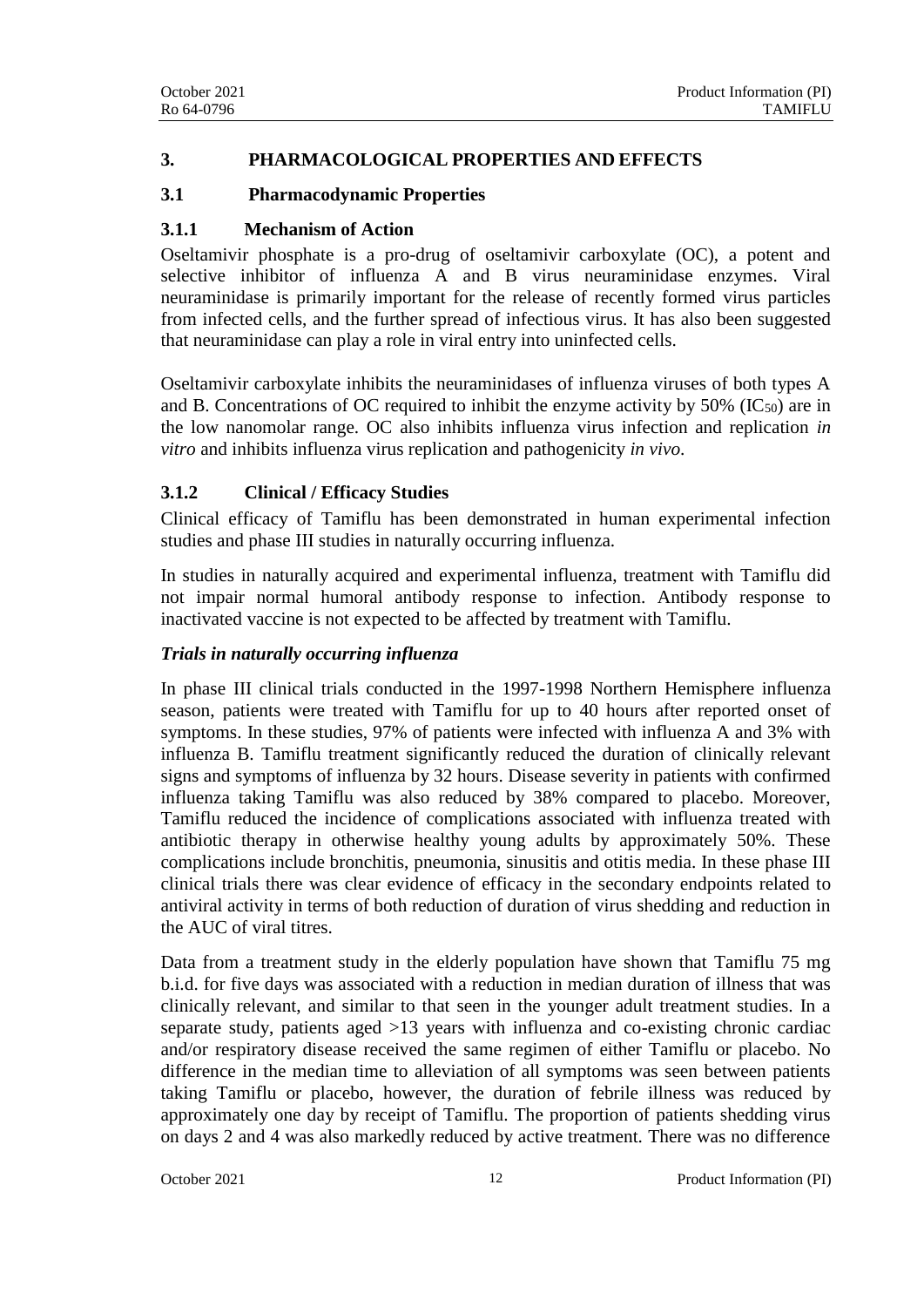## 3. PHARMACOLOGICAL PROPERTIES AND EFFECTS

### 3.1 Pharmacodynamic Properties

#### 3.1.1 Mechanism of Action

Oseltamivir phosphate is a pro-drug of oseltamivir carboxylate (OC), a potent and selective inhibitor of influenza A and B virus neuraminidase enzymes. Viral neuraminidase is primarily important for the release of recently formed virus particles from infected cells, and the further spread of infectious virus. It has also been suggested that neuraminidase can play a role in viral entry into uninfected cells.

Oseltamivir carboxylate inhibits the neuraminidases of influenza viruses of both types A and B. Concentrations of OC required to inhibit the enzyme activity by 50% ($IC_{50}$) are in the low nanomolar range. OC also inhibits influenza virus infection and replication *in vitro* and inhibits influenza virus replication and pathogenicity *in vivo.*

#### 3.1.2 Clinical / Efficacy Studies

Clinical efficacy of Tamiflu has been demonstrated in human experimental infection studies and phase III studies in naturally occurring influenza.

In studies in naturally acquired and experimental influenza, treatment with Tamiflu did not impair normal humoral antibody response to infection. Antibody response to inactivated vaccine is not expected to be affected by treatment with Tamiflu.

***Trials in naturally occurring influenza***

In phase III clinical trials conducted in the 1997-1998 Northern Hemisphere influenza season, patients were treated with Tamiflu for up to 40 hours after reported onset of symptoms. In these studies, 97% of patients were infected with influenza A and 3% with influenza B. Tamiflu treatment significantly reduced the duration of clinically relevant signs and symptoms of influenza by 32 hours. Disease severity in patients with confirmed influenza taking Tamiflu was also reduced by 38% compared to placebo. Moreover, Tamiflu reduced the incidence of complications associated with influenza treated with antibiotic therapy in otherwise healthy young adults by approximately 50%. These complications include bronchitis, pneumonia, sinusitis and otitis media. In these phase III clinical trials there was clear evidence of efficacy in the secondary endpoints related to antiviral activity in terms of both reduction of duration of virus shedding and reduction in the AUC of viral titres.

Data from a treatment study in the elderly population have shown that Tamiflu 75 mg b.i.d. for five days was associated with a reduction in median duration of illness that was clinically relevant, and similar to that seen in the younger adult treatment studies. In a separate study, patients aged >13 years with influenza and co-existing chronic cardiac and/or respiratory disease received the same regimen of either Tamiflu or placebo. No difference in the median time to alleviation of all symptoms was seen between patients taking Tamiflu or placebo, however, the duration of febrile illness was reduced by approximately one day by receipt of Tamiflu. The proportion of patients shedding virus on days 2 and 4 was also markedly reduced by active treatment. There was no difference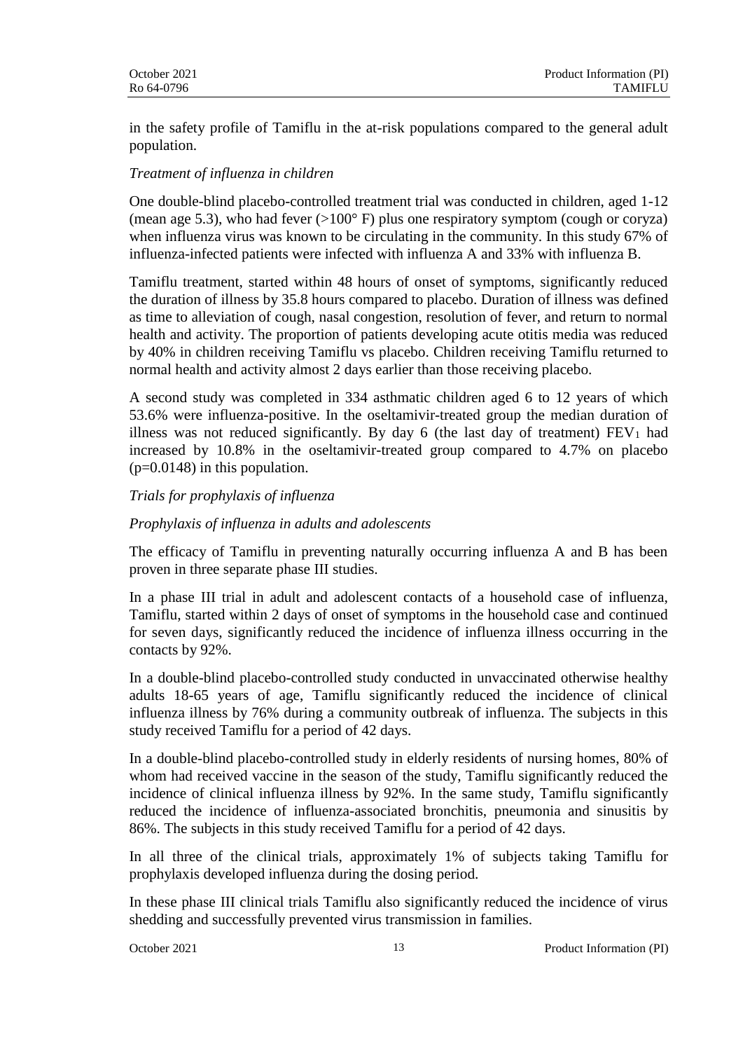in the safety profile of Tamiflu in the at-risk populations compared to the general adult population.

*Treatment of influenza in children*

One double-blind placebo-controlled treatment trial was conducted in children, aged 1-12 (mean age 5.3), who had fever (>100° F) plus one respiratory symptom (cough or coryza) when influenza virus was known to be circulating in the community. In this study 67% of influenza-infected patients were infected with influenza A and 33% with influenza B.

Tamiflu treatment, started within 48 hours of onset of symptoms, significantly reduced the duration of illness by 35.8 hours compared to placebo. Duration of illness was defined as time to alleviation of cough, nasal congestion, resolution of fever, and return to normal health and activity. The proportion of patients developing acute otitis media was reduced by 40% in children receiving Tamiflu vs placebo. Children receiving Tamiflu returned to normal health and activity almost 2 days earlier than those receiving placebo.

A second study was completed in 334 asthmatic children aged 6 to 12 years of which 53.6% were influenza-positive. In the oseltamivir-treated group the median duration of illness was not reduced significantly. By day 6 (the last day of treatment) $FEV_1$ had increased by 10.8% in the oseltamivir-treated group compared to 4.7% on placebo ($p=0.0148$) in this population.

*Trials for prophylaxis of influenza*

*Prophylaxis of influenza in adults and adolescents*

The efficacy of Tamiflu in preventing naturally occurring influenza A and B has been proven in three separate phase III studies.

In a phase III trial in adult and adolescent contacts of a household case of influenza, Tamiflu, started within 2 days of onset of symptoms in the household case and continued for seven days, significantly reduced the incidence of influenza illness occurring in the contacts by 92%.

In a double-blind placebo-controlled study conducted in unvaccinated otherwise healthy adults 18-65 years of age, Tamiflu significantly reduced the incidence of clinical influenza illness by 76% during a community outbreak of influenza. The subjects in this study received Tamiflu for a period of 42 days.

In a double-blind placebo-controlled study in elderly residents of nursing homes, 80% of whom had received vaccine in the season of the study, Tamiflu significantly reduced the incidence of clinical influenza illness by 92%. In the same study, Tamiflu significantly reduced the incidence of influenza-associated bronchitis, pneumonia and sinusitis by 86%. The subjects in this study received Tamiflu for a period of 42 days.

In all three of the clinical trials, approximately 1% of subjects taking Tamiflu for prophylaxis developed influenza during the dosing period.

In these phase III clinical trials Tamiflu also significantly reduced the incidence of virus shedding and successfully prevented virus transmission in families.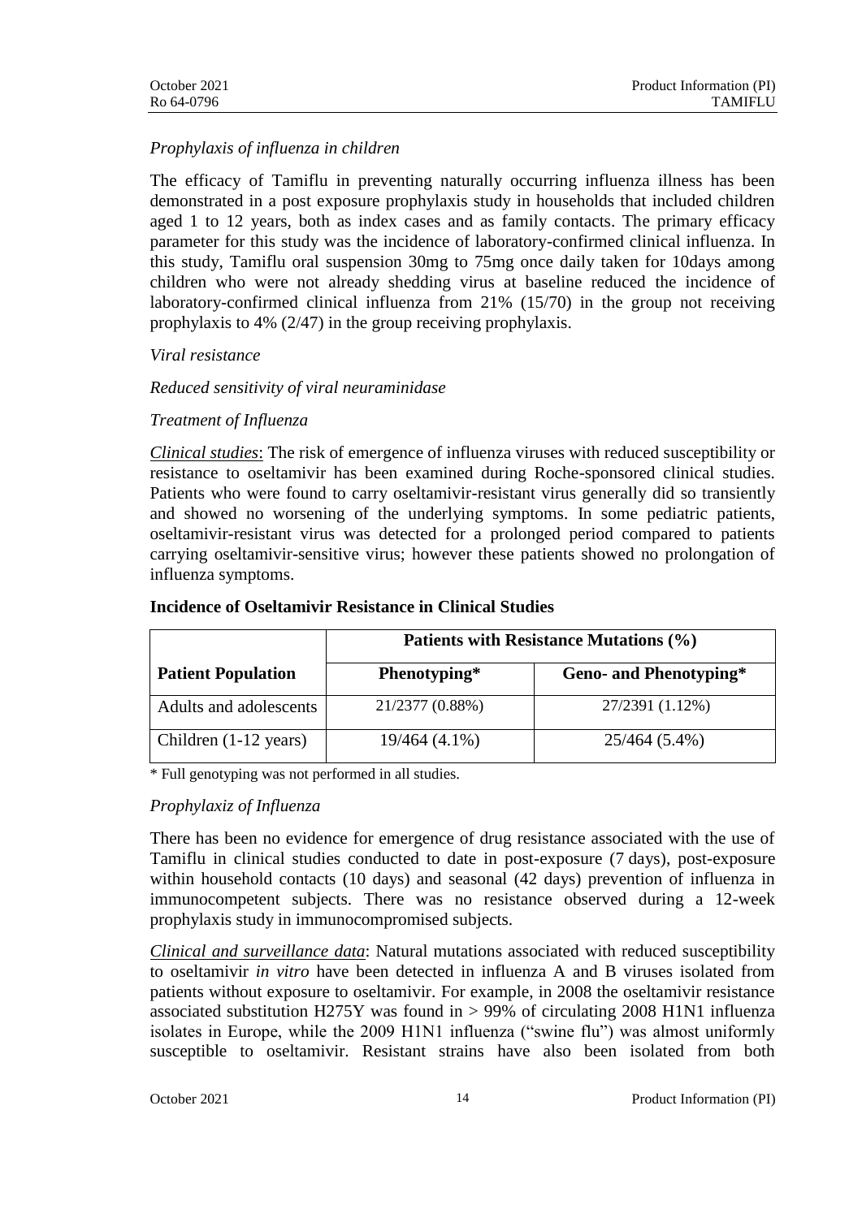*Prophylaxis of influenza in children*

The efficacy of Tamiflu in preventing naturally occurring influenza illness has been demonstrated in a post exposure prophylaxis study in households that included children aged 1 to 12 years, both as index cases and as family contacts. The primary efficacy parameter for this study was the incidence of laboratory-confirmed clinical influenza. In this study, Tamiflu oral suspension 30mg to 75mg once daily taken for 10days among children who were not already shedding virus at baseline reduced the incidence of laboratory-confirmed clinical influenza from 21% (15/70) in the group not receiving prophylaxis to 4% (2/47) in the group receiving prophylaxis.

*Viral resistance*

*Reduced sensitivity of viral neuraminidase*

*Treatment of Influenza*

*Clinical studies*: The risk of emergence of influenza viruses with reduced susceptibility or resistance to oseltamivir has been examined during Roche-sponsored clinical studies. Patients who were found to carry oseltamivir-resistant virus generally did so transiently and showed no worsening of the underlying symptoms. In some pediatric patients, oseltamivir-resistant virus was detected for a prolonged period compared to patients carrying oseltamivir-sensitive virus; however these patients showed no prolongation of influenza symptoms.

**Incidence of Oseltamivir Resistance in Clinical Studies**

| | **Patients with Resistance Mutations (%)** | |
|---|---|---|
| **Patient Population** | **Phenotyping*** | **Geno- and Phenotyping*** |
| Adults and adolescents | 21/2377 (0.88%) | 27/2391 (1.12%) |
| Children (1-12 years) | 19/464 (4.1%) | 25/464 (5.4%) |

* Full genotyping was not performed in all studies.

*Prophylaxiz of Influenza*

There has been no evidence for emergence of drug resistance associated with the use of Tamiflu in clinical studies conducted to date in post-exposure (7 days), post-exposure within household contacts (10 days) and seasonal (42 days) prevention of influenza in immunocompetent subjects. There was no resistance observed during a 12-week prophylaxis study in immunocompromised subjects.

*Clinical and surveillance data*: Natural mutations associated with reduced susceptibility to oseltamivir *in vitro* have been detected in influenza A and B viruses isolated from patients without exposure to oseltamivir. For example, in 2008 the oseltamivir resistance associated substitution H275Y was found in > 99% of circulating 2008 H1N1 influenza isolates in Europe, while the 2009 H1N1 influenza ("swine flu") was almost uniformly susceptible to oseltamivir. Resistant strains have also been isolated from both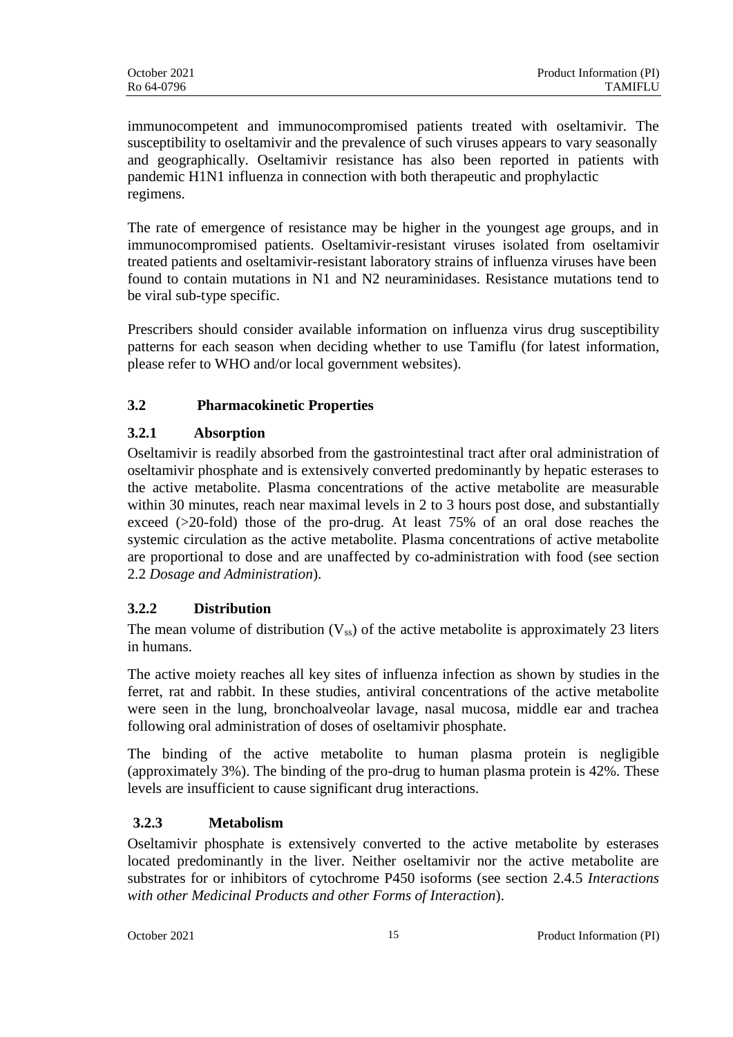immunocompetent and immunocompromised patients treated with oseltamivir. The susceptibility to oseltamivir and the prevalence of such viruses appears to vary seasonally and geographically. Oseltamivir resistance has also been reported in patients with pandemic H1N1 influenza in connection with both therapeutic and prophylactic regimens.

The rate of emergence of resistance may be higher in the youngest age groups, and in immunocompromised patients. Oseltamivir-resistant viruses isolated from oseltamivir treated patients and oseltamivir-resistant laboratory strains of influenza viruses have been found to contain mutations in N1 and N2 neuraminidases. Resistance mutations tend to be viral sub-type specific.

Prescribers should consider available information on influenza virus drug susceptibility patterns for each season when deciding whether to use Tamiflu (for latest information, please refer to WHO and/or local government websites).

## 3.2 Pharmacokinetic Properties

### 3.2.1 Absorption

Oseltamivir is readily absorbed from the gastrointestinal tract after oral administration of oseltamivir phosphate and is extensively converted predominantly by hepatic esterases to the active metabolite. Plasma concentrations of the active metabolite are measurable within 30 minutes, reach near maximal levels in 2 to 3 hours post dose, and substantially exceed (>20-fold) those of the pro-drug. At least 75% of an oral dose reaches the systemic circulation as the active metabolite. Plasma concentrations of active metabolite are proportional to dose and are unaffected by co-administration with food (see section 2.2 *Dosage and Administration*).

### 3.2.2 Distribution

The mean volume of distribution ($V_{ss}$) of the active metabolite is approximately 23 liters in humans.

The active moiety reaches all key sites of influenza infection as shown by studies in the ferret, rat and rabbit. In these studies, antiviral concentrations of the active metabolite were seen in the lung, bronchoalveolar lavage, nasal mucosa, middle ear and trachea following oral administration of doses of oseltamivir phosphate.

The binding of the active metabolite to human plasma protein is negligible (approximately 3%). The binding of the pro-drug to human plasma protein is 42%. These levels are insufficient to cause significant drug interactions.

### 3.2.3 Metabolism

Oseltamivir phosphate is extensively converted to the active metabolite by esterases located predominantly in the liver. Neither oseltamivir nor the active metabolite are substrates for or inhibitors of cytochrome P450 isoforms (see section 2.4.5 *Interactions with other Medicinal Products and other Forms of Interaction*).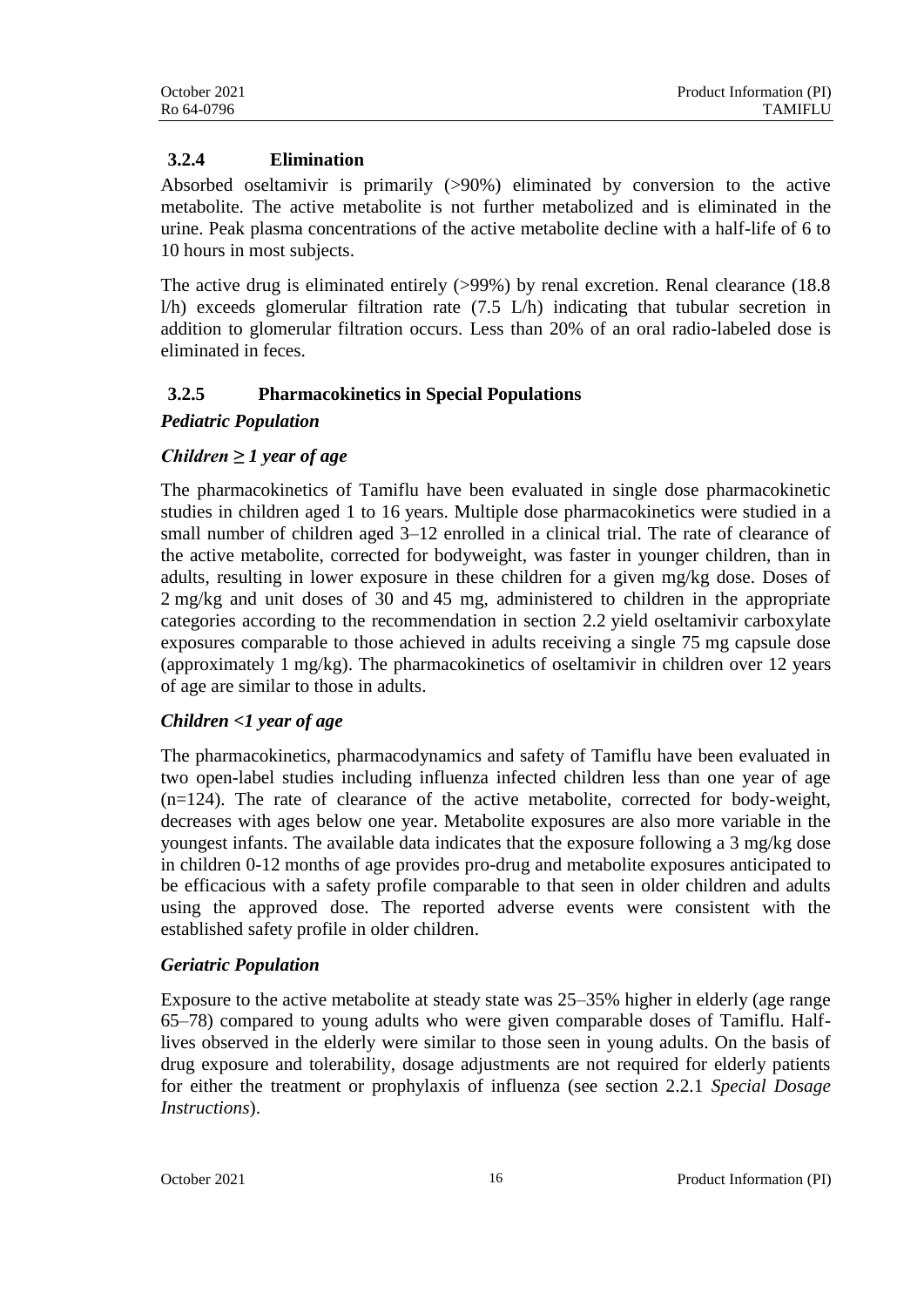### 3.2.4 Elimination

Absorbed oseltamivir is primarily (>90%) eliminated by conversion to the active metabolite. The active metabolite is not further metabolized and is eliminated in the urine. Peak plasma concentrations of the active metabolite decline with a half-life of 6 to 10 hours in most subjects.

The active drug is eliminated entirely (>99%) by renal excretion. Renal clearance (18.8 l/h) exceeds glomerular filtration rate (7.5 L/h) indicating that tubular secretion in addition to glomerular filtration occurs. Less than 20% of an oral radio-labeled dose is eliminated in feces.

### 3.2.5 Pharmacokinetics in Special Populations

***Pediatric Population***

***Children ≥ 1 year of age***

The pharmacokinetics of Tamiflu have been evaluated in single dose pharmacokinetic studies in children aged 1 to 16 years. Multiple dose pharmacokinetics were studied in a small number of children aged 3–12 enrolled in a clinical trial. The rate of clearance of the active metabolite, corrected for bodyweight, was faster in younger children, than in adults, resulting in lower exposure in these children for a given mg/kg dose. Doses of 2 mg/kg and unit doses of 30 and 45 mg, administered to children in the appropriate categories according to the recommendation in section 2.2 yield oseltamivir carboxylate exposures comparable to those achieved in adults receiving a single 75 mg capsule dose (approximately 1 mg/kg). The pharmacokinetics of oseltamivir in children over 12 years of age are similar to those in adults.

***Children <1 year of age***

The pharmacokinetics, pharmacodynamics and safety of Tamiflu have been evaluated in two open-label studies including influenza infected children less than one year of age (n=124). The rate of clearance of the active metabolite, corrected for body-weight, decreases with ages below one year. Metabolite exposures are also more variable in the youngest infants. The available data indicates that the exposure following a 3 mg/kg dose in children 0-12 months of age provides pro-drug and metabolite exposures anticipated to be efficacious with a safety profile comparable to that seen in older children and adults using the approved dose. The reported adverse events were consistent with the established safety profile in older children.

***Geriatric Population***

Exposure to the active metabolite at steady state was 25–35% higher in elderly (age range 65–78) compared to young adults who were given comparable doses of Tamiflu. Half-lives observed in the elderly were similar to those seen in young adults. On the basis of drug exposure and tolerability, dosage adjustments are not required for elderly patients for either the treatment or prophylaxis of influenza (see section 2.2.1 *Special Dosage Instructions*).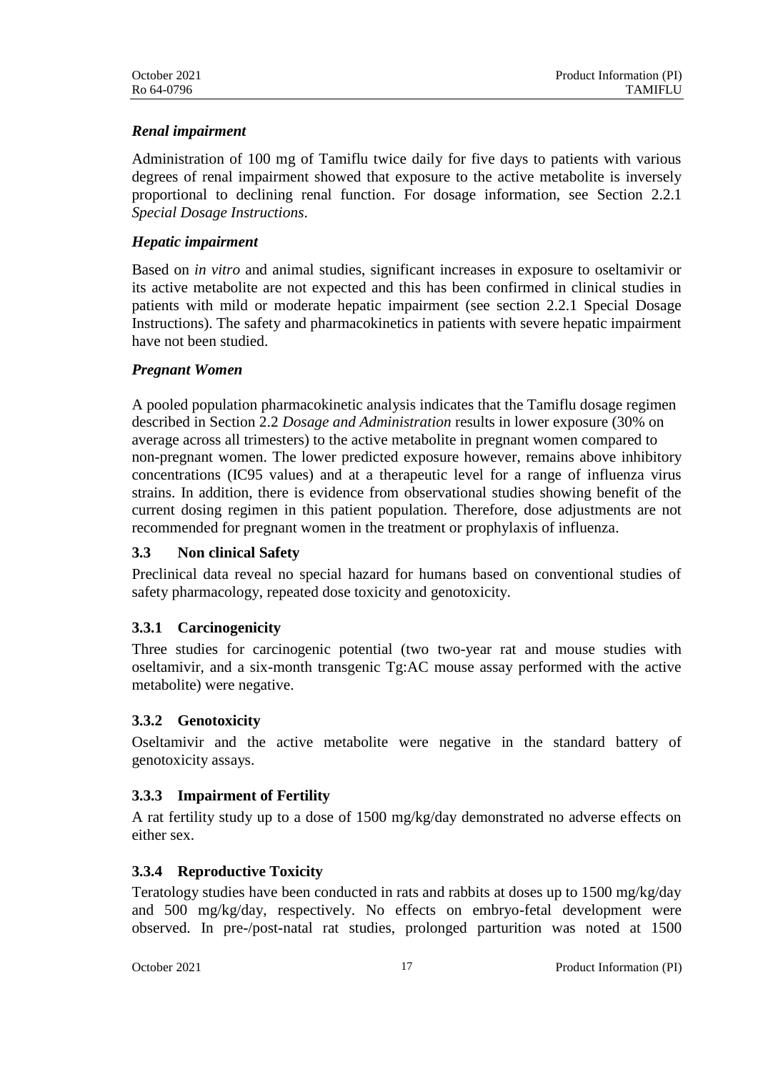*Renal impairment*

Administration of 100 mg of Tamiflu twice daily for five days to patients with various degrees of renal impairment showed that exposure to the active metabolite is inversely proportional to declining renal function. For dosage information, see Section 2.2.1 *Special Dosage Instructions*.

*Hepatic impairment*

Based on *in vitro* and animal studies, significant increases in exposure to oseltamivir or its active metabolite are not expected and this has been confirmed in clinical studies in patients with mild or moderate hepatic impairment (see section 2.2.1 Special Dosage Instructions). The safety and pharmacokinetics in patients with severe hepatic impairment have not been studied.

*Pregnant Women*

A pooled population pharmacokinetic analysis indicates that the Tamiflu dosage regimen described in Section 2.2 *Dosage and Administration* results in lower exposure (30% on average across all trimesters) to the active metabolite in pregnant women compared to non-pregnant women. The lower predicted exposure however, remains above inhibitory concentrations (IC95 values) and at a therapeutic level for a range of influenza virus strains. In addition, there is evidence from observational studies showing benefit of the current dosing regimen in this patient population. Therefore, dose adjustments are not recommended for pregnant women in the treatment or prophylaxis of influenza.

## 3.3 Non clinical Safety

Preclinical data reveal no special hazard for humans based on conventional studies of safety pharmacology, repeated dose toxicity and genotoxicity.

### 3.3.1 Carcinogenicity

Three studies for carcinogenic potential (two two-year rat and mouse studies with oseltamivir, and a six-month transgenic Tg:AC mouse assay performed with the active metabolite) were negative.

### 3.3.2 Genotoxicity

Oseltamivir and the active metabolite were negative in the standard battery of genotoxicity assays.

### 3.3.3 Impairment of Fertility

A rat fertility study up to a dose of 1500 mg/kg/day demonstrated no adverse effects on either sex.

### 3.3.4 Reproductive Toxicity

Teratology studies have been conducted in rats and rabbits at doses up to 1500 mg/kg/day and 500 mg/kg/day, respectively. No effects on embryo-fetal development were observed. In pre-/post-natal rat studies, prolonged parturition was noted at 1500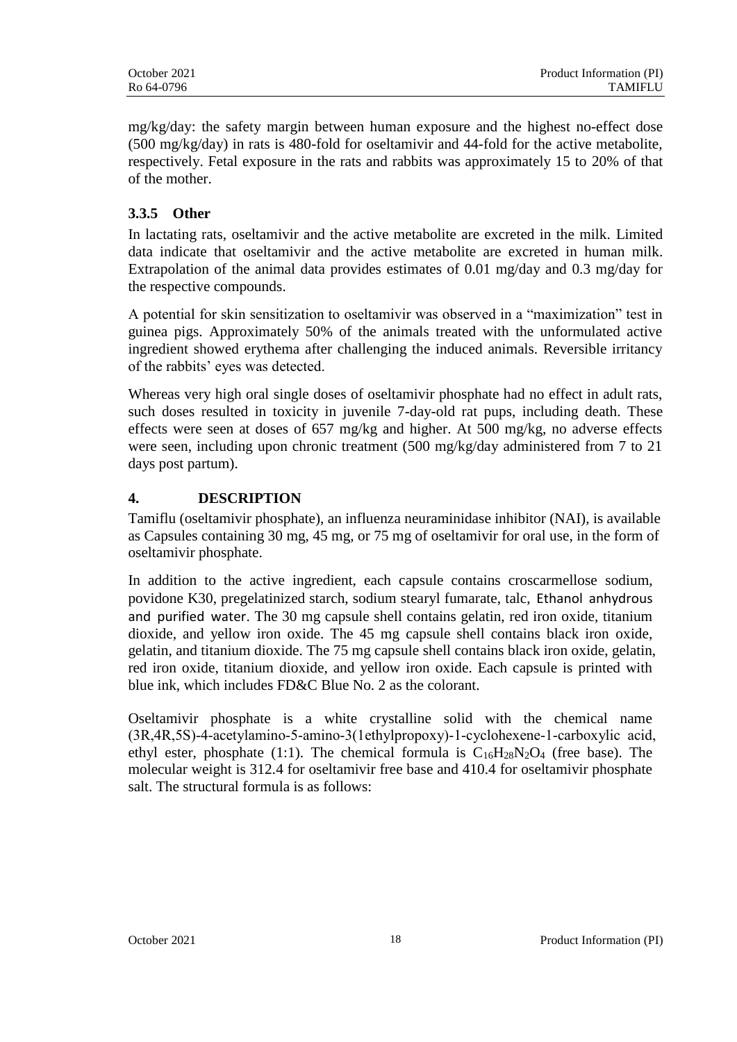mg/kg/day: the safety margin between human exposure and the highest no-effect dose (500 mg/kg/day) in rats is 480-fold for oseltamivir and 44-fold for the active metabolite, respectively. Fetal exposure in the rats and rabbits was approximately 15 to 20% of that of the mother.

### 3.3.5 Other

In lactating rats, oseltamivir and the active metabolite are excreted in the milk. Limited data indicate that oseltamivir and the active metabolite are excreted in human milk. Extrapolation of the animal data provides estimates of 0.01 mg/day and 0.3 mg/day for the respective compounds.

A potential for skin sensitization to oseltamivir was observed in a "maximization" test in guinea pigs. Approximately 50% of the animals treated with the unformulated active ingredient showed erythema after challenging the induced animals. Reversible irritancy of the rabbits' eyes was detected.

Whereas very high oral single doses of oseltamivir phosphate had no effect in adult rats, such doses resulted in toxicity in juvenile 7-day-old rat pups, including death. These effects were seen at doses of 657 mg/kg and higher. At 500 mg/kg, no adverse effects were seen, including upon chronic treatment (500 mg/kg/day administered from 7 to 21 days post partum).

## 4. DESCRIPTION

Tamiflu (oseltamivir phosphate), an influenza neuraminidase inhibitor (NAI), is available as Capsules containing 30 mg, 45 mg, or 75 mg of oseltamivir for oral use, in the form of oseltamivir phosphate.

In addition to the active ingredient, each capsule contains croscarmellose sodium, povidone K30, pregelatinized starch, sodium stearyl fumarate, talc, Ethanol anhydrous and purified water. The 30 mg capsule shell contains gelatin, red iron oxide, titanium dioxide, and yellow iron oxide. The 45 mg capsule shell contains black iron oxide, gelatin, and titanium dioxide. The 75 mg capsule shell contains black iron oxide, gelatin, red iron oxide, titanium dioxide, and yellow iron oxide. Each capsule is printed with blue ink, which includes FD&C Blue No. 2 as the colorant.

Oseltamivir phosphate is a white crystalline solid with the chemical name (3R,4R,5S)-4-acetylamino-5-amino-3(1ethylpropoxy)-1-cyclohexene-1-carboxylic acid, ethyl ester, phosphate (1:1). The chemical formula is $C_{16}H_{28}N_2O_4$ (free base). The molecular weight is 312.4 for oseltamivir free base and 410.4 for oseltamivir phosphate salt. The structural formula is as follows: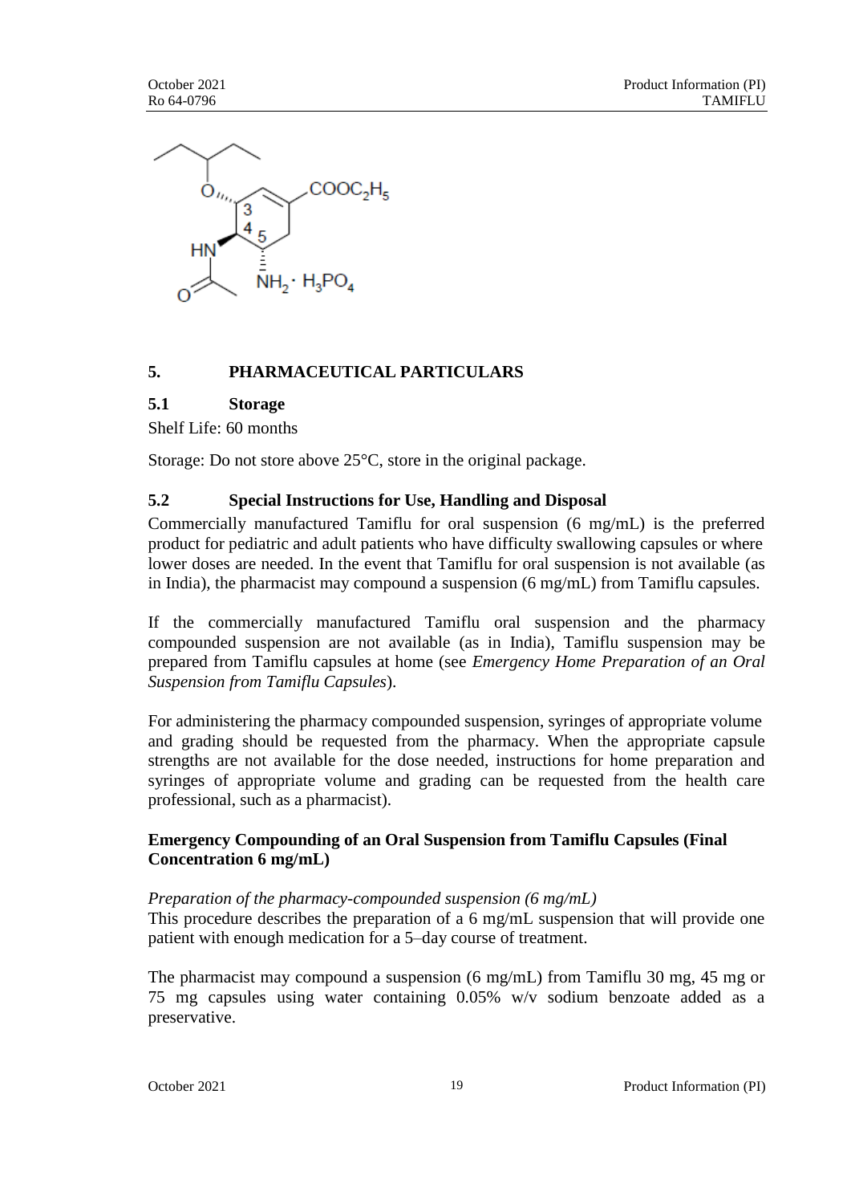## 5. PHARMACEUTICAL PARTICULARS

### 5.1 Storage

Shelf Life: 60 months

Storage: Do not store above 25°C, store in the original package.

### 5.2 Special Instructions for Use, Handling and Disposal

Commercially manufactured Tamiflu for oral suspension (6 mg/mL) is the preferred product for pediatric and adult patients who have difficulty swallowing capsules or where lower doses are needed. In the event that Tamiflu for oral suspension is not available (as in India), the pharmacist may compound a suspension (6 mg/mL) from Tamiflu capsules.

If the commercially manufactured Tamiflu oral suspension and the pharmacy compounded suspension are not available (as in India), Tamiflu suspension may be prepared from Tamiflu capsules at home (see *Emergency Home Preparation of an Oral Suspension from Tamiflu Capsules*).

For administering the pharmacy compounded suspension, syringes of appropriate volume and grading should be requested from the pharmacy. When the appropriate capsule strengths are not available for the dose needed, instructions for home preparation and syringes of appropriate volume and grading can be requested from the health care professional, such as a pharmacist).

**Emergency Compounding of an Oral Suspension from Tamiflu Capsules (Final Concentration 6 mg/mL)**

*Preparation of the pharmacy-compounded suspension (6 mg/mL)*

This procedure describes the preparation of a 6 mg/mL suspension that will provide one patient with enough medication for a 5–day course of treatment.

The pharmacist may compound a suspension (6 mg/mL) from Tamiflu 30 mg, 45 mg or 75 mg capsules using water containing 0.05% w/v sodium benzoate added as a preservative.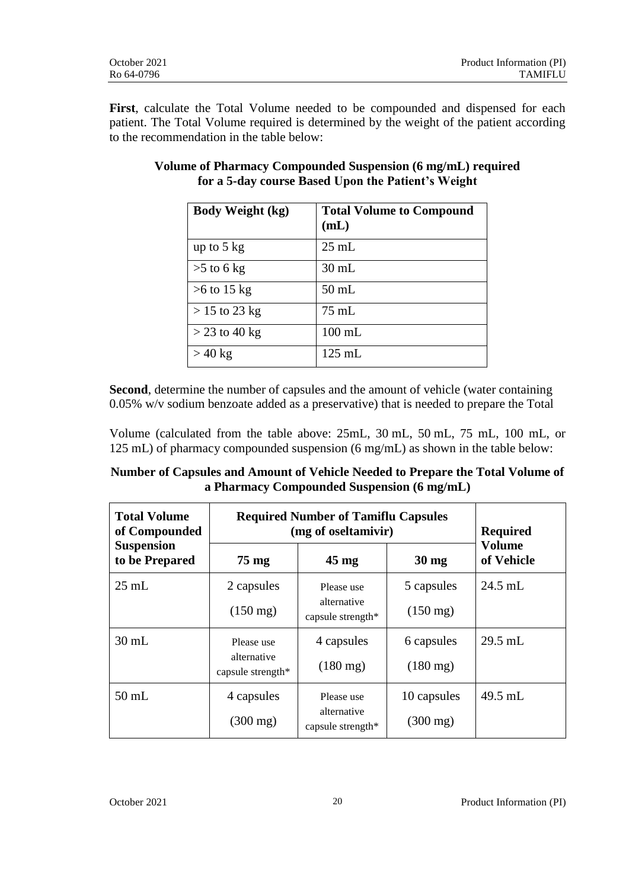**First**, calculate the Total Volume needed to be compounded and dispensed for each patient. The Total Volume required is determined by the weight of the patient according to the recommendation in the table below:

**Volume of Pharmacy Compounded Suspension (6 mg/mL) required for a 5-day course Based Upon the Patient's Weight**

| Body Weight (kg) | Total Volume to Compound (mL) |
|---|---|
| up to 5 kg | 25 mL |
| >5 to 6 kg | 30 mL |
| >6 to 15 kg | 50 mL |
| > 15 to 23 kg | 75 mL |
| > 23 to 40 kg | 100 mL |
| > 40 kg | 125 mL |

**Second**, determine the number of capsules and the amount of vehicle (water containing 0.05% w/v sodium benzoate added as a preservative) that is needed to prepare the Total

Volume (calculated from the table above: 25mL, 30 mL, 50 mL, 75 mL, 100 mL, or 125 mL) of pharmacy compounded suspension (6 mg/mL) as shown in the table below:

**Number of Capsules and Amount of Vehicle Needed to Prepare the Total Volume of a Pharmacy Compounded Suspension (6 mg/mL)**

| Total Volume of Compounded Suspension to be Prepared | Required Number of Tamiflu Capsules (mg of oseltamivir) | | | Required Volume of Vehicle |
|---|---|---|---|---|
| | 75 mg | 45 mg | 30 mg | |
| 25 mL | 2 capsules (150 mg) | Please use alternative capsule strength* | 5 capsules (150 mg) | 24.5 mL |
| 30 mL | Please use alternative capsule strength* | 4 capsules (180 mg) | 6 capsules (180 mg) | 29.5 mL |
| 50 mL | 4 capsules (300 mg) | Please use alternative capsule strength* | 10 capsules (300 mg) | 49.5 mL |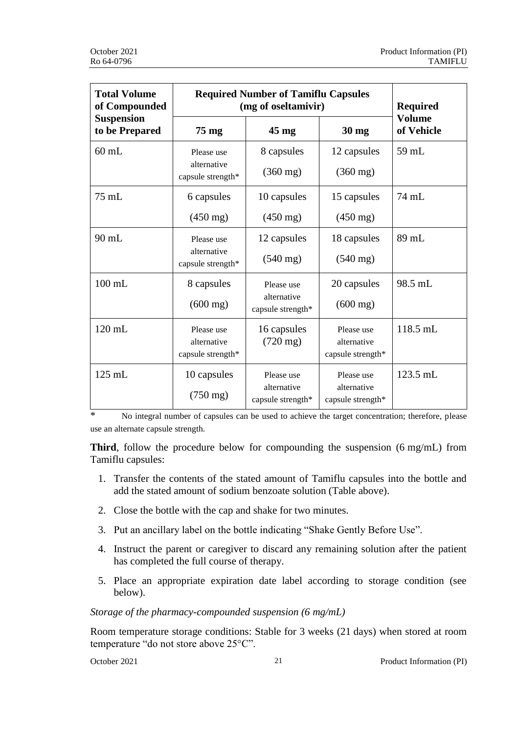| Total Volume of Compounded Suspension to be Prepared | Required Number of Tamiflu Capsules (mg of oseltamivir) | | | Required Volume of Vehicle |
|---|---|---|---|---|
| | 75 mg | 45 mg | 30 mg | |
| 60 mL | Please use alternative capsule strength* | 8 capsules (360 mg) | 12 capsules (360 mg) | 59 mL |
| 75 mL | 6 capsules (450 mg) | 10 capsules (450 mg) | 15 capsules (450 mg) | 74 mL |
| 90 mL | Please use alternative capsule strength* | 12 capsules (540 mg) | 18 capsules (540 mg) | 89 mL |
| 100 mL | 8 capsules (600 mg) | Please use alternative capsule strength* | 20 capsules (600 mg) | 98.5 mL |
| 120 mL | Please use alternative capsule strength* | 16 capsules (720 mg) | Please use alternative capsule strength* | 118.5 mL |
| 125 mL | 10 capsules (750 mg) | Please use alternative capsule strength* | Please use alternative capsule strength* | 123.5 mL |

\* No integral number of capsules can be used to achieve the target concentration; therefore, please use an alternate capsule strength.

**Third**, follow the procedure below for compounding the suspension (6 mg/mL) from Tamiflu capsules:

1. Transfer the contents of the stated amount of Tamiflu capsules into the bottle and add the stated amount of sodium benzoate solution (Table above).
2. Close the bottle with the cap and shake for two minutes.
3. Put an ancillary label on the bottle indicating "Shake Gently Before Use".
4. Instruct the parent or caregiver to discard any remaining solution after the patient has completed the full course of therapy.
5. Place an appropriate expiration date label according to storage condition (see below).

*Storage of the pharmacy-compounded suspension (6 mg/mL)*

Room temperature storage conditions: Stable for 3 weeks (21 days) when stored at room temperature "do not store above 25°C".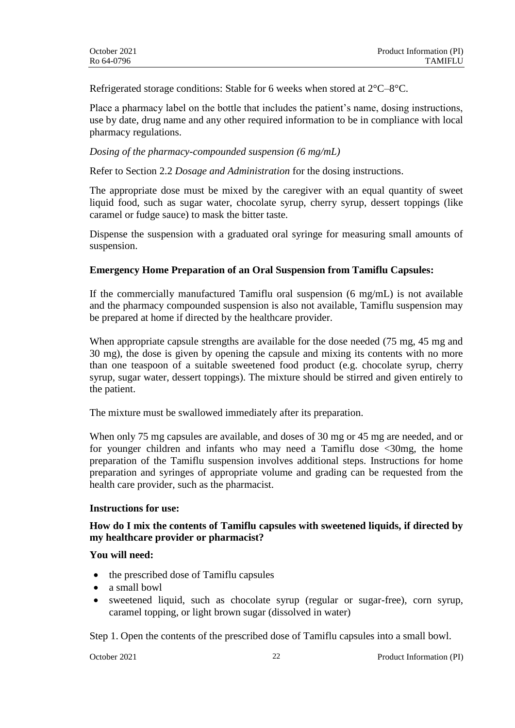Refrigerated storage conditions: Stable for 6 weeks when stored at 2°C–8°C.

Place a pharmacy label on the bottle that includes the patient's name, dosing instructions, use by date, drug name and any other required information to be in compliance with local pharmacy regulations.

*Dosing of the pharmacy-compounded suspension (6 mg/mL)*

Refer to Section 2.2 *Dosage and Administration* for the dosing instructions.

The appropriate dose must be mixed by the caregiver with an equal quantity of sweet liquid food, such as sugar water, chocolate syrup, cherry syrup, dessert toppings (like caramel or fudge sauce) to mask the bitter taste.

Dispense the suspension with a graduated oral syringe for measuring small amounts of suspension.

**Emergency Home Preparation of an Oral Suspension from Tamiflu Capsules:**

If the commercially manufactured Tamiflu oral suspension (6 mg/mL) is not available and the pharmacy compounded suspension is also not available, Tamiflu suspension may be prepared at home if directed by the healthcare provider.

When appropriate capsule strengths are available for the dose needed (75 mg, 45 mg and 30 mg), the dose is given by opening the capsule and mixing its contents with no more than one teaspoon of a suitable sweetened food product (e.g. chocolate syrup, cherry syrup, sugar water, dessert toppings). The mixture should be stirred and given entirely to the patient.

The mixture must be swallowed immediately after its preparation.

When only 75 mg capsules are available, and doses of 30 mg or 45 mg are needed, and or for younger children and infants who may need a Tamiflu dose <30mg, the home preparation of the Tamiflu suspension involves additional steps. Instructions for home preparation and syringes of appropriate volume and grading can be requested from the health care provider, such as the pharmacist.

**Instructions for use:**

**How do I mix the contents of Tamiflu capsules with sweetened liquids, if directed by my healthcare provider or pharmacist?**

**You will need:**

- the prescribed dose of Tamiflu capsules
- a small bowl
- sweetened liquid, such as chocolate syrup (regular or sugar-free), corn syrup, caramel topping, or light brown sugar (dissolved in water)

Step 1. Open the contents of the prescribed dose of Tamiflu capsules into a small bowl.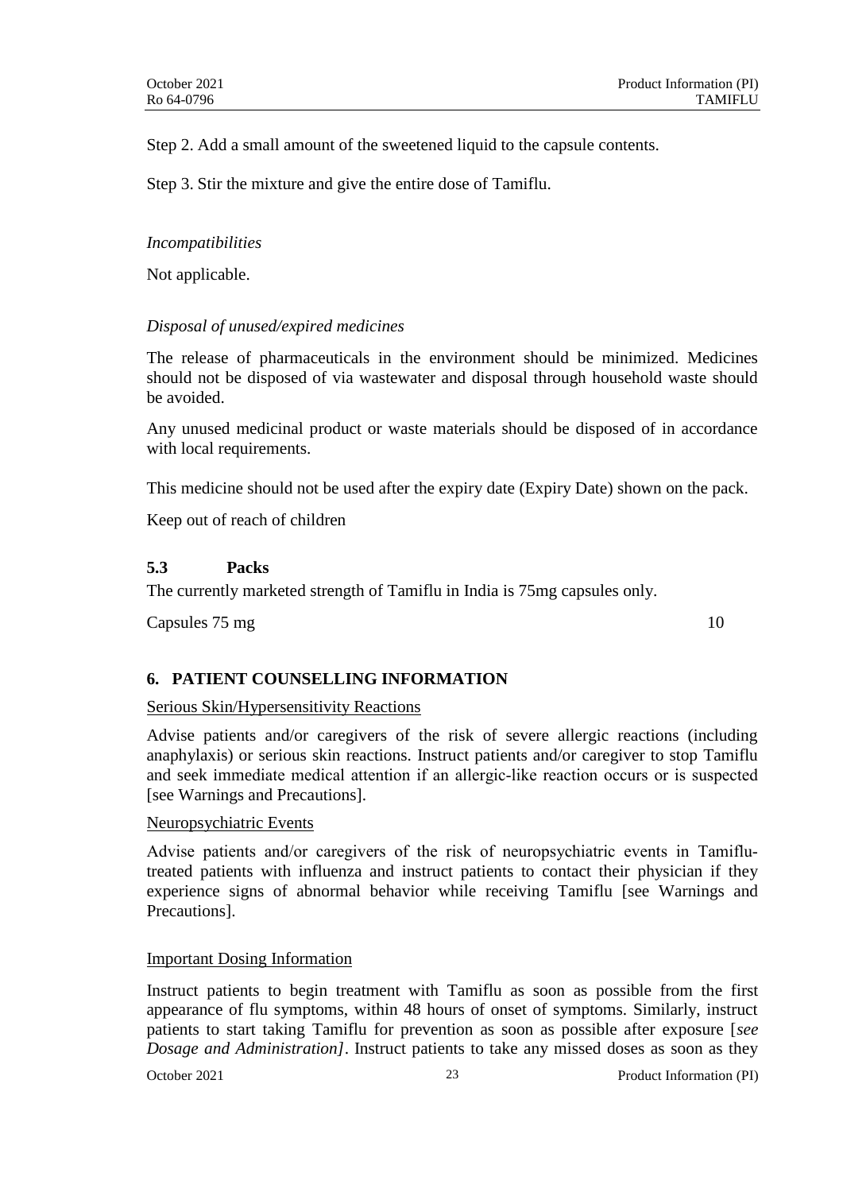Step 2. Add a small amount of the sweetened liquid to the capsule contents.

Step 3. Stir the mixture and give the entire dose of Tamiflu.

*Incompatibilities*

Not applicable.

*Disposal of unused/expired medicines*

The release of pharmaceuticals in the environment should be minimized. Medicines should not be disposed of via wastewater and disposal through household waste should be avoided.

Any unused medicinal product or waste materials should be disposed of in accordance with local requirements.

This medicine should not be used after the expiry date (Expiry Date) shown on the pack.

Keep out of reach of children

### 5.3 Packs

The currently marketed strength of Tamiflu in India is 75mg capsules only.

| Capsules 75 mg | 10 |
|---|---|

## 6. PATIENT COUNSELLING INFORMATION

Serious Skin/Hypersensitivity Reactions

Advise patients and/or caregivers of the risk of severe allergic reactions (including anaphylaxis) or serious skin reactions. Instruct patients and/or caregiver to stop Tamiflu and seek immediate medical attention if an allergic-like reaction occurs or is suspected [see Warnings and Precautions].

Neuropsychiatric Events

Advise patients and/or caregivers of the risk of neuropsychiatric events in Tamiflu-treated patients with influenza and instruct patients to contact their physician if they experience signs of abnormal behavior while receiving Tamiflu [see Warnings and Precautions].

Important Dosing Information

Instruct patients to begin treatment with Tamiflu as soon as possible from the first appearance of flu symptoms, within 48 hours of onset of symptoms. Similarly, instruct patients to start taking Tamiflu for prevention as soon as possible after exposure [*see Dosage and Administration]*. Instruct patients to take any missed doses as soon as they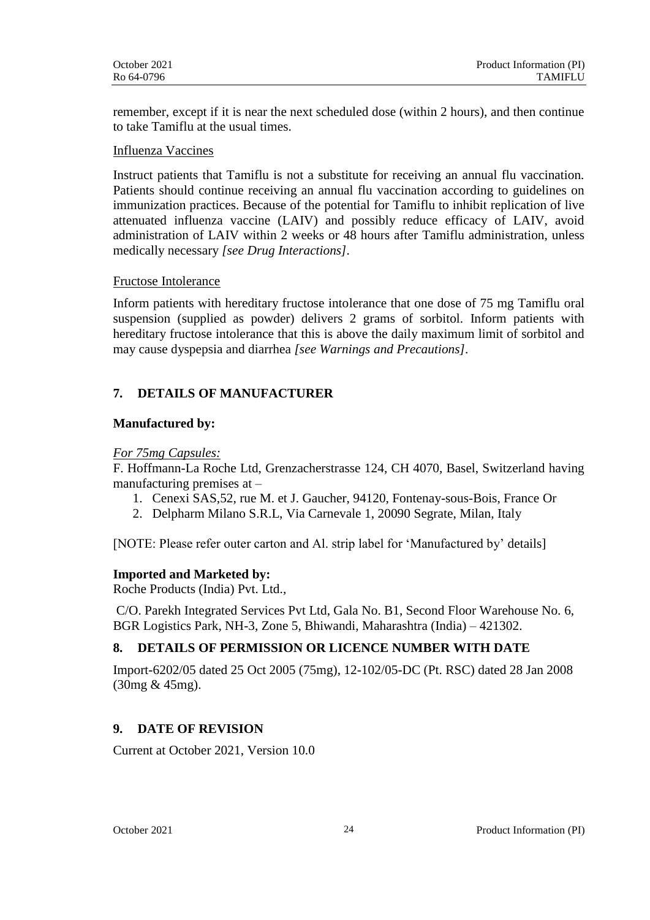remember, except if it is near the next scheduled dose (within 2 hours), and then continue to take Tamiflu at the usual times.

Influenza Vaccines

Instruct patients that Tamiflu is not a substitute for receiving an annual flu vaccination. Patients should continue receiving an annual flu vaccination according to guidelines on immunization practices. Because of the potential for Tamiflu to inhibit replication of live attenuated influenza vaccine (LAIV) and possibly reduce efficacy of LAIV, avoid administration of LAIV within 2 weeks or 48 hours after Tamiflu administration, unless medically necessary *[see Drug Interactions]*.

Fructose Intolerance

Inform patients with hereditary fructose intolerance that one dose of 75 mg Tamiflu oral suspension (supplied as powder) delivers 2 grams of sorbitol. Inform patients with hereditary fructose intolerance that this is above the daily maximum limit of sorbitol and may cause dyspepsia and diarrhea *[see Warnings and Precautions]*.

## 7. DETAILS OF MANUFACTURER

**Manufactured by:**

*For 75mg Capsules:*

F. Hoffmann-La Roche Ltd, Grenzacherstrasse 124, CH 4070, Basel, Switzerland having manufacturing premises at –

1. Cenexi SAS,52, rue M. et J. Gaucher, 94120, Fontenay-sous-Bois, France Or
2. Delpharm Milano S.R.L, Via Carnevale 1, 20090 Segrate, Milan, Italy

[NOTE: Please refer outer carton and Al. strip label for 'Manufactured by' details]

**Imported and Marketed by:**

Roche Products (India) Pvt. Ltd.,

C/O. Parekh Integrated Services Pvt Ltd, Gala No. B1, Second Floor Warehouse No. 6, BGR Logistics Park, NH-3, Zone 5, Bhiwandi, Maharashtra (India) – 421302.

## 8. DETAILS OF PERMISSION OR LICENCE NUMBER WITH DATE

Import-6202/05 dated 25 Oct 2005 (75mg), 12-102/05-DC (Pt. RSC) dated 28 Jan 2008 (30mg & 45mg).

## 9. DATE OF REVISION

Current at October 2021, Version 10.0